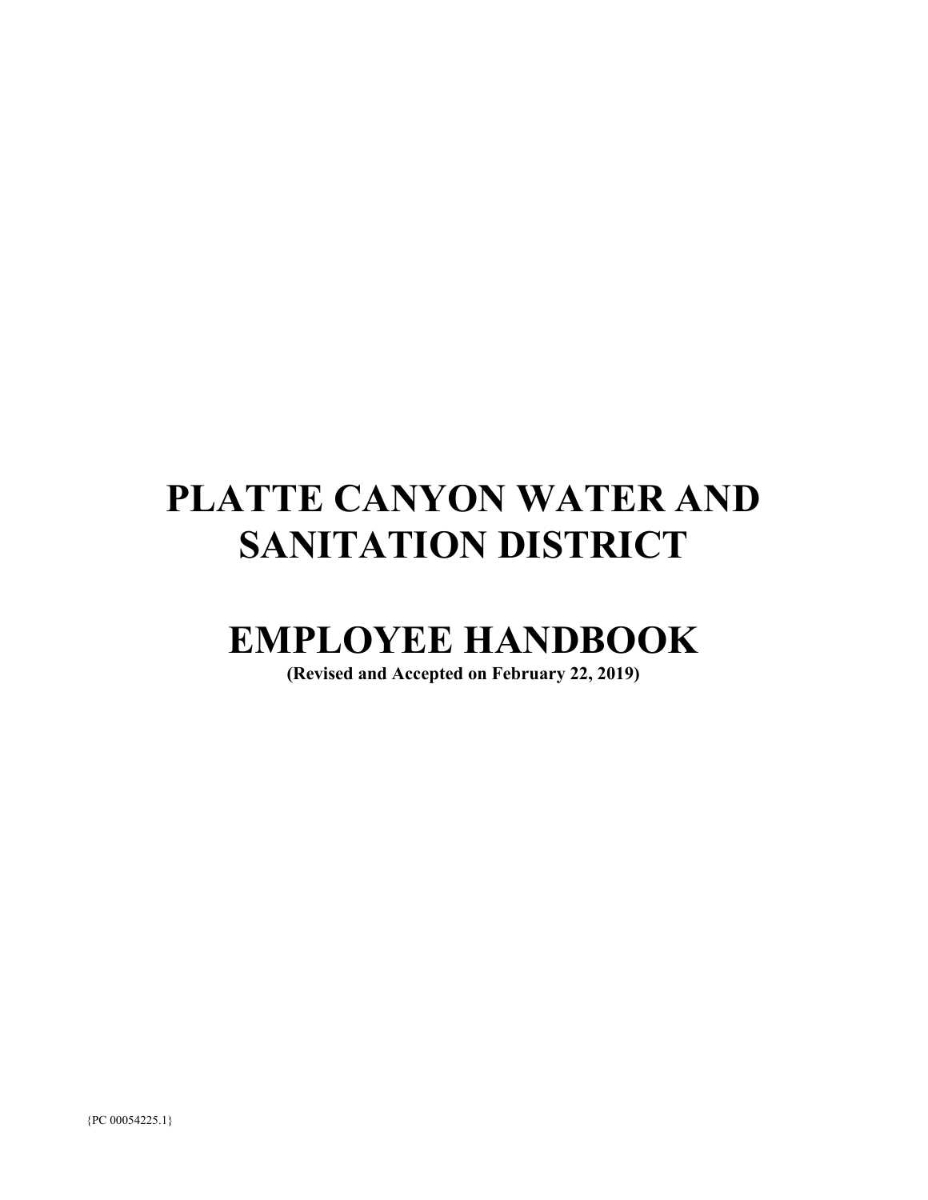# PLATTE CANYON WATER AND SANITATION DISTRICT

# EMPLOYEE HANDBOOK

**(Revised and Accepted on February 22, 2019)**

{PC 00054225.1}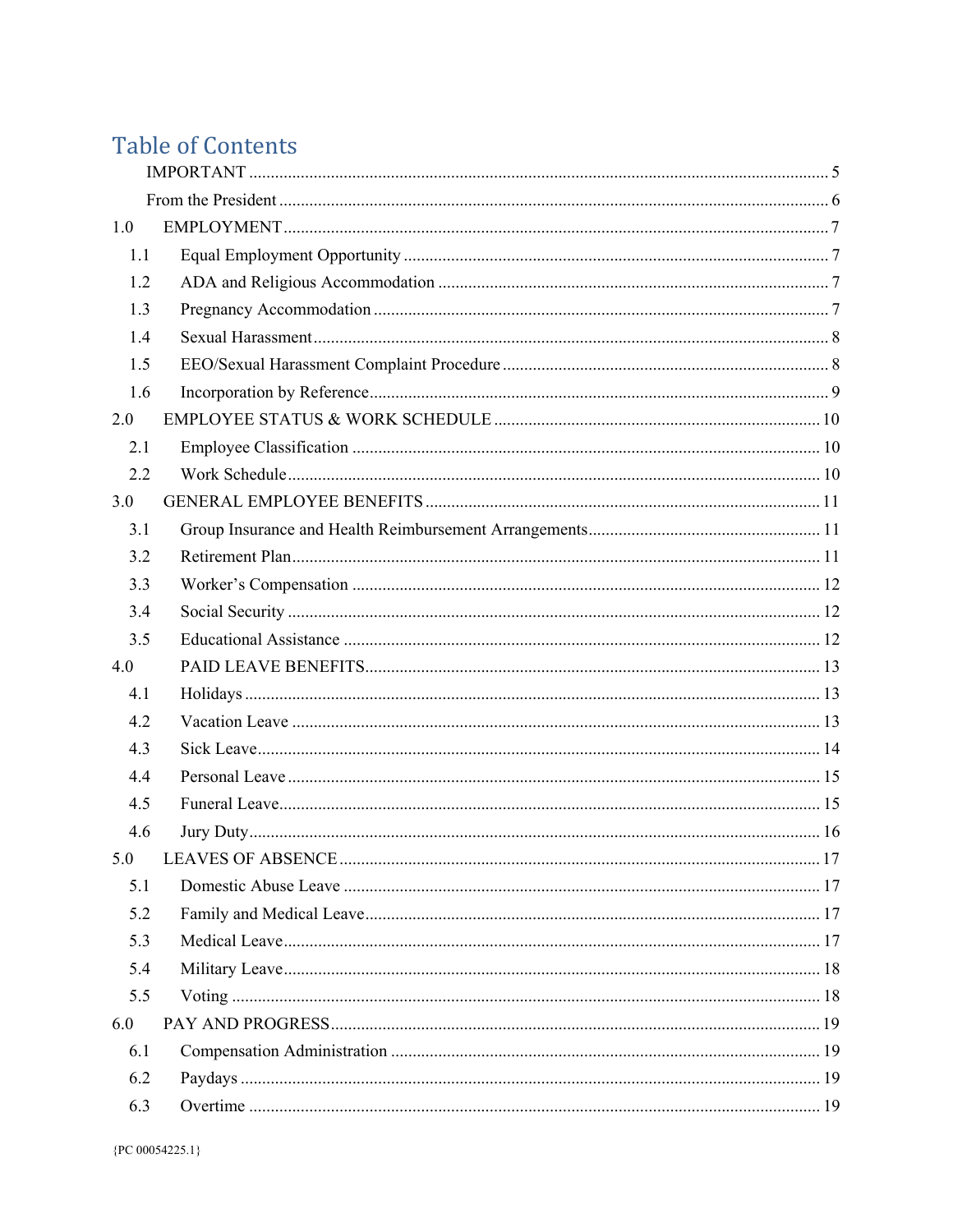# Table of Contents

IMPORTANT ..... 5

From the President ..... 6

1.0 EMPLOYMENT ..... 7

- 1.1 Equal Employment Opportunity ..... 7
- 1.2 ADA and Religious Accommodation ..... 7
- 1.3 Pregnancy Accommodation ..... 7
- 1.4 Sexual Harassment ..... 8
- 1.5 EEO/Sexual Harassment Complaint Procedure ..... 8
- 1.6 Incorporation by Reference ..... 9

2.0 EMPLOYEE STATUS & WORK SCHEDULE ..... 10

- 2.1 Employee Classification ..... 10
- 2.2 Work Schedule ..... 10

3.0 GENERAL EMPLOYEE BENEFITS ..... 11

- 3.1 Group Insurance and Health Reimbursement Arrangements ..... 11
- 3.2 Retirement Plan ..... 11
- 3.3 Worker's Compensation ..... 12
- 3.4 Social Security ..... 12
- 3.5 Educational Assistance ..... 12

4.0 PAID LEAVE BENEFITS ..... 13

- 4.1 Holidays ..... 13
- 4.2 Vacation Leave ..... 13
- 4.3 Sick Leave ..... 14
- 4.4 Personal Leave ..... 15
- 4.5 Funeral Leave ..... 15
- 4.6 Jury Duty ..... 16

5.0 LEAVES OF ABSENCE ..... 17

- 5.1 Domestic Abuse Leave ..... 17
- 5.2 Family and Medical Leave ..... 17
- 5.3 Medical Leave ..... 17
- 5.4 Military Leave ..... 18
- 5.5 Voting ..... 18

6.0 PAY AND PROGRESS ..... 19

- 6.1 Compensation Administration ..... 19
- 6.2 Paydays ..... 19
- 6.3 Overtime ..... 19

{PC 00054225.1}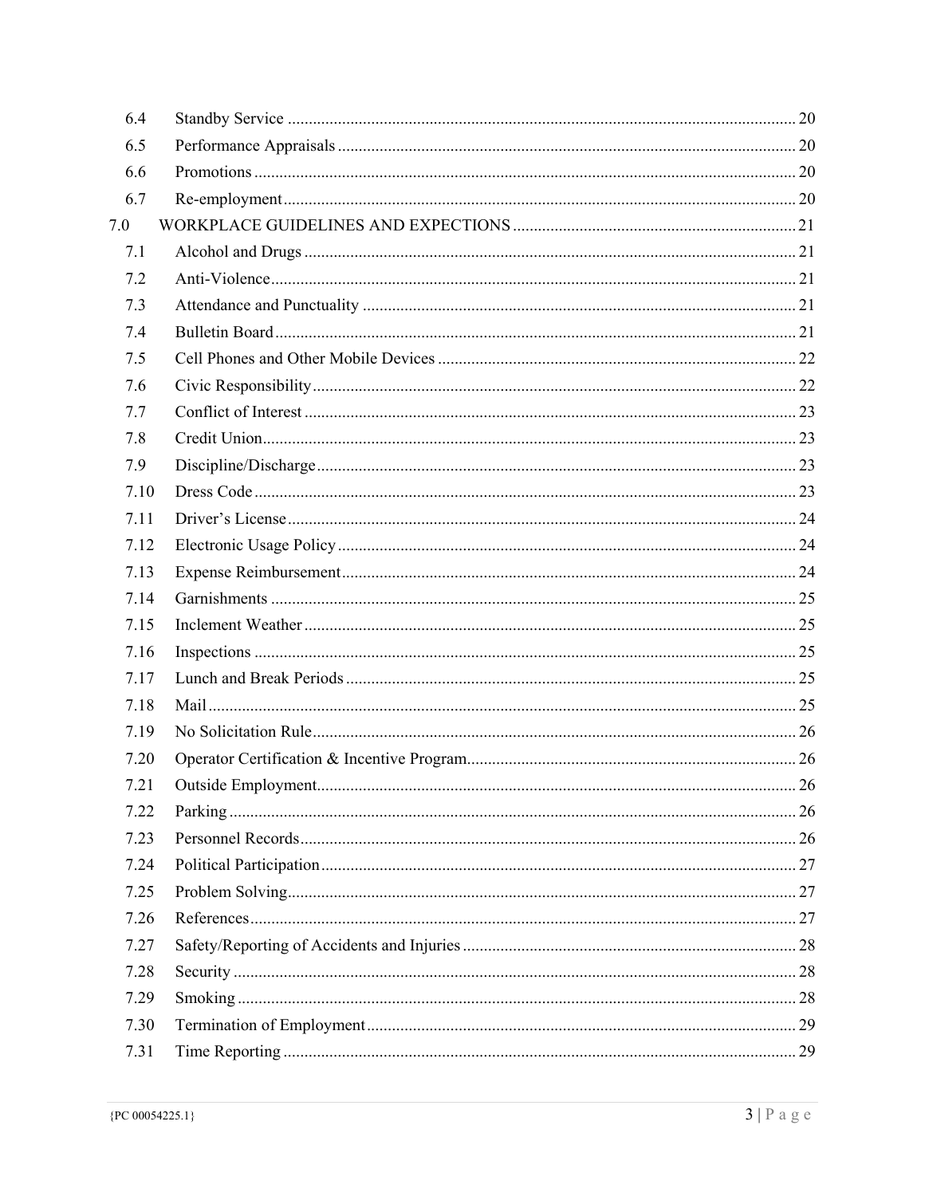| | | |
|---|---|---|
| 6.4 | Standby Service | 20 |
| 6.5 | Performance Appraisals | 20 |
| 6.6 | Promotions | 20 |
| 6.7 | Re-employment | 20 |
| 7.0 | WORKPLACE GUIDELINES AND EXPECTIONS | 21 |
| 7.1 | Alcohol and Drugs | 21 |
| 7.2 | Anti-Violence | 21 |
| 7.3 | Attendance and Punctuality | 21 |
| 7.4 | Bulletin Board | 21 |
| 7.5 | Cell Phones and Other Mobile Devices | 22 |
| 7.6 | Civic Responsibility | 22 |
| 7.7 | Conflict of Interest | 23 |
| 7.8 | Credit Union | 23 |
| 7.9 | Discipline/Discharge | 23 |
| 7.10 | Dress Code | 23 |
| 7.11 | Driver's License | 24 |
| 7.12 | Electronic Usage Policy | 24 |
| 7.13 | Expense Reimbursement | 24 |
| 7.14 | Garnishments | 25 |
| 7.15 | Inclement Weather | 25 |
| 7.16 | Inspections | 25 |
| 7.17 | Lunch and Break Periods | 25 |
| 7.18 | Mail | 25 |
| 7.19 | No Solicitation Rule | 26 |
| 7.20 | Operator Certification & Incentive Program | 26 |
| 7.21 | Outside Employment | 26 |
| 7.22 | Parking | 26 |
| 7.23 | Personnel Records | 26 |
| 7.24 | Political Participation | 27 |
| 7.25 | Problem Solving | 27 |
| 7.26 | References | 27 |
| 7.27 | Safety/Reporting of Accidents and Injuries | 28 |
| 7.28 | Security | 28 |
| 7.29 | Smoking | 28 |
| 7.30 | Termination of Employment | 29 |
| 7.31 | Time Reporting | 29 |

{PC 00054225.1}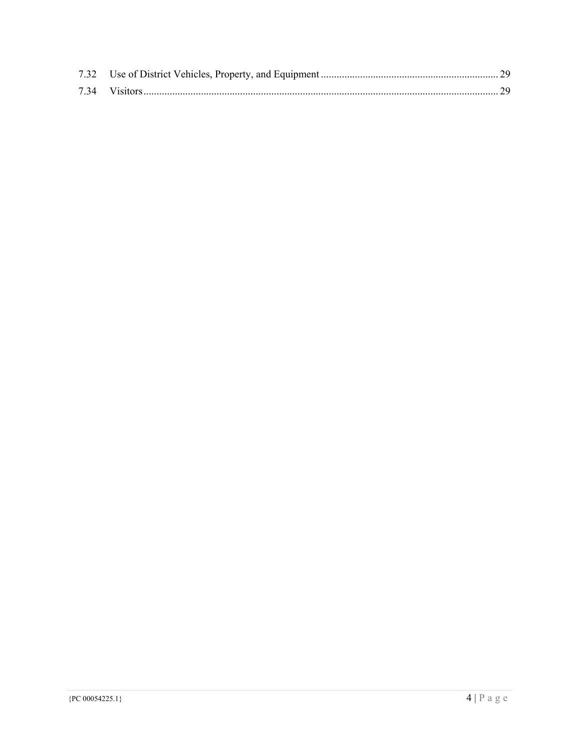7.32 Use of District Vehicles, Property, and Equipment ..................................................................... 29

7.34 Visitors ........................................................................................................................................ 29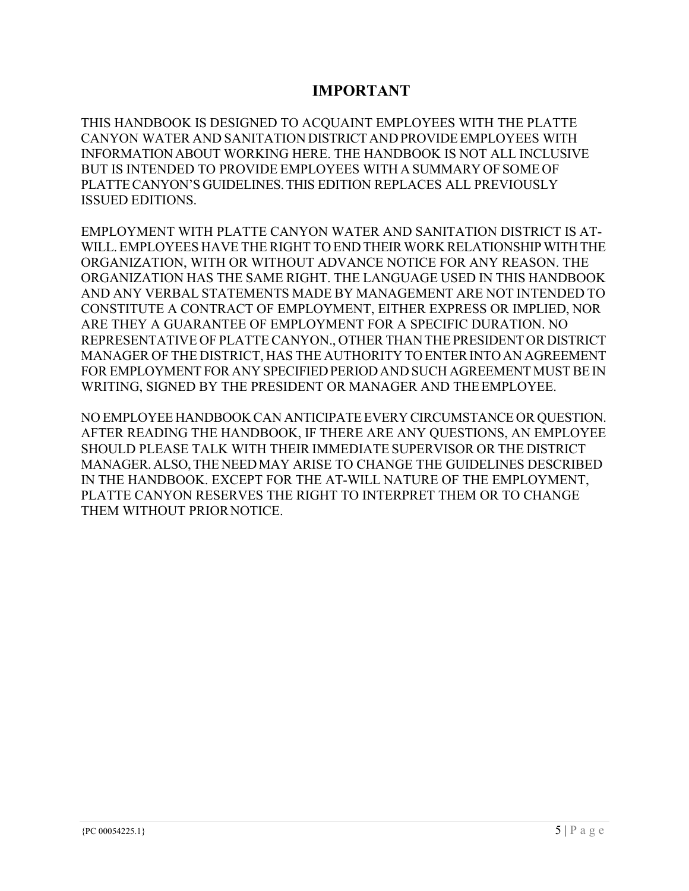# IMPORTANT

THIS HANDBOOK IS DESIGNED TO ACQUAINT EMPLOYEES WITH THE PLATTE CANYON WATER AND SANITATION DISTRICT AND PROVIDE EMPLOYEES WITH INFORMATION ABOUT WORKING HERE. THE HANDBOOK IS NOT ALL INCLUSIVE BUT IS INTENDED TO PROVIDE EMPLOYEES WITH A SUMMARY OF SOME OF PLATTE CANYON'S GUIDELINES. THIS EDITION REPLACES ALL PREVIOUSLY ISSUED EDITIONS.

EMPLOYMENT WITH PLATTE CANYON WATER AND SANITATION DISTRICT IS AT-WILL. EMPLOYEES HAVE THE RIGHT TO END THEIR WORK RELATIONSHIP WITH THE ORGANIZATION, WITH OR WITHOUT ADVANCE NOTICE FOR ANY REASON. THE ORGANIZATION HAS THE SAME RIGHT. THE LANGUAGE USED IN THIS HANDBOOK AND ANY VERBAL STATEMENTS MADE BY MANAGEMENT ARE NOT INTENDED TO CONSTITUTE A CONTRACT OF EMPLOYMENT, EITHER EXPRESS OR IMPLIED, NOR ARE THEY A GUARANTEE OF EMPLOYMENT FOR A SPECIFIC DURATION. NO REPRESENTATIVE OF PLATTE CANYON., OTHER THAN THE PRESIDENT OR DISTRICT MANAGER OF THE DISTRICT, HAS THE AUTHORITY TO ENTER INTO AN AGREEMENT FOR EMPLOYMENT FOR ANY SPECIFIED PERIOD AND SUCH AGREEMENT MUST BE IN WRITING, SIGNED BY THE PRESIDENT OR MANAGER AND THE EMPLOYEE.

NO EMPLOYEE HANDBOOK CAN ANTICIPATE EVERY CIRCUMSTANCE OR QUESTION. AFTER READING THE HANDBOOK, IF THERE ARE ANY QUESTIONS, AN EMPLOYEE SHOULD PLEASE TALK WITH THEIR IMMEDIATE SUPERVISOR OR THE DISTRICT MANAGER. ALSO, THE NEED MAY ARISE TO CHANGE THE GUIDELINES DESCRIBED IN THE HANDBOOK. EXCEPT FOR THE AT-WILL NATURE OF THE EMPLOYMENT, PLATTE CANYON RESERVES THE RIGHT TO INTERPRET THEM OR TO CHANGE THEM WITHOUT PRIOR NOTICE.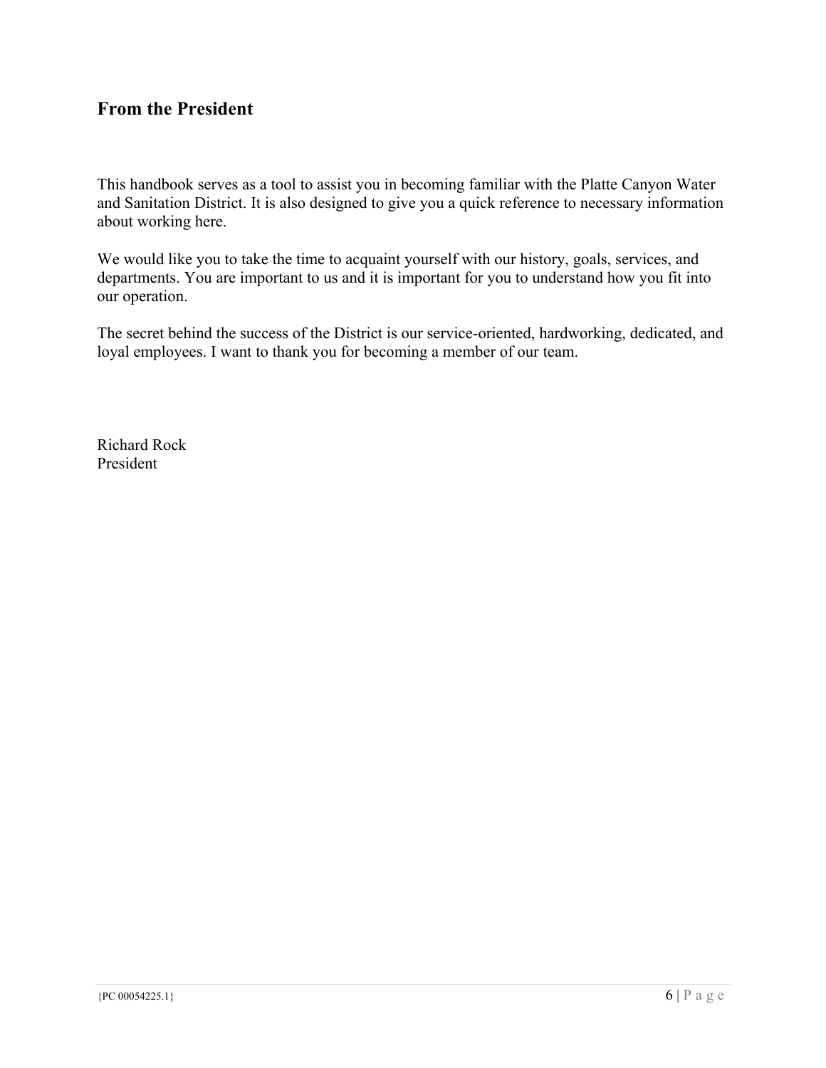## From the President

This handbook serves as a tool to assist you in becoming familiar with the Platte Canyon Water and Sanitation District. It is also designed to give you a quick reference to necessary information about working here.

We would like you to take the time to acquaint yourself with our history, goals, services, and departments. You are important to us and it is important for you to understand how you fit into our operation.

The secret behind the success of the District is our service-oriented, hardworking, dedicated, and loyal employees. I want to thank you for becoming a member of our team.

Richard Rock
President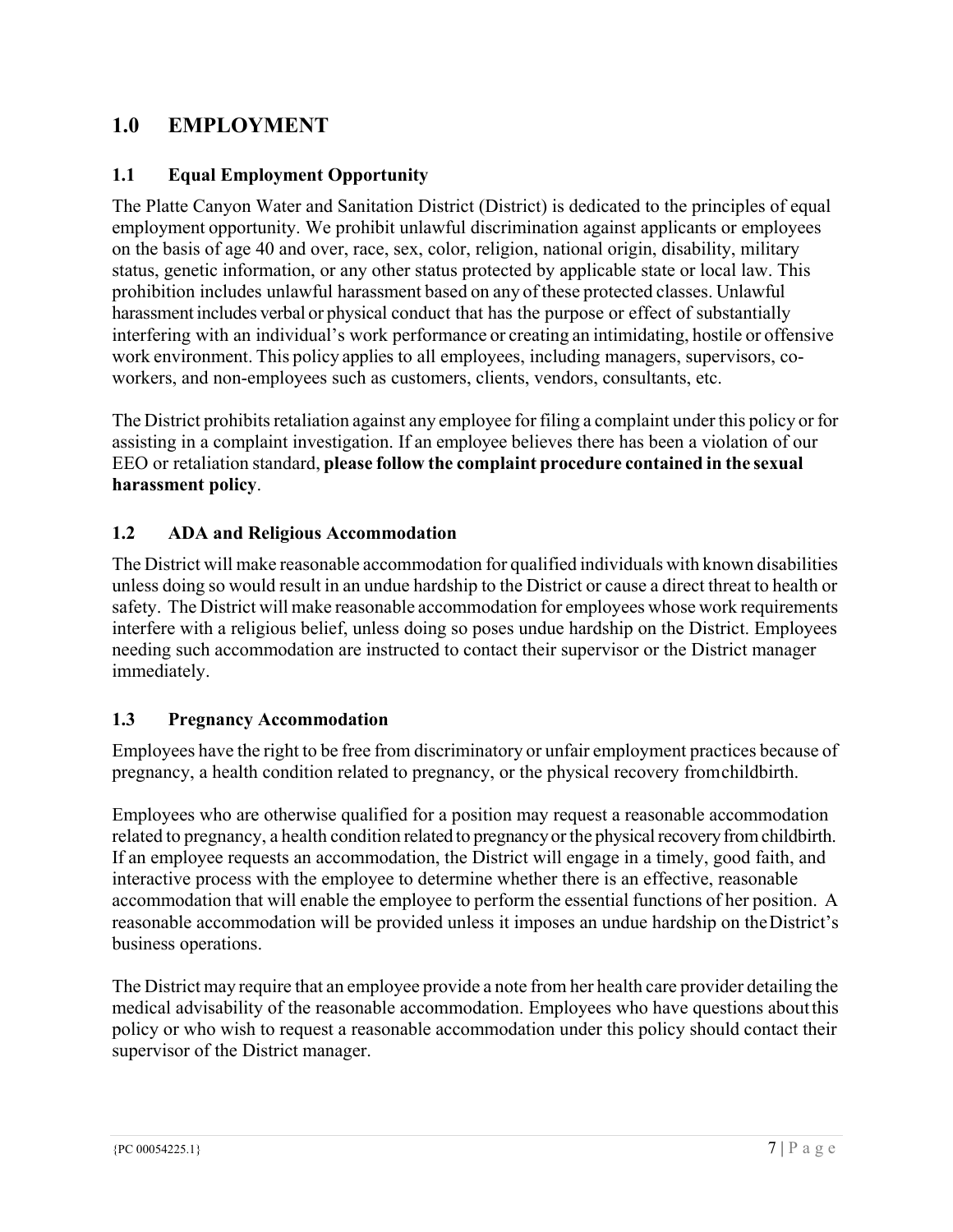# 1.0 EMPLOYMENT

## 1.1 Equal Employment Opportunity

The Platte Canyon Water and Sanitation District (District) is dedicated to the principles of equal employment opportunity. We prohibit unlawful discrimination against applicants or employees on the basis of age 40 and over, race, sex, color, religion, national origin, disability, military status, genetic information, or any other status protected by applicable state or local law. This prohibition includes unlawful harassment based on any of these protected classes. Unlawful harassment includes verbal or physical conduct that has the purpose or effect of substantially interfering with an individual's work performance or creating an intimidating, hostile or offensive work environment. This policy applies to all employees, including managers, supervisors, co-workers, and non-employees such as customers, clients, vendors, consultants, etc.

The District prohibits retaliation against any employee for filing a complaint under this policy or for assisting in a complaint investigation. If an employee believes there has been a violation of our EEO or retaliation standard, **please follow the complaint procedure contained in the sexual harassment policy**.

## 1.2 ADA and Religious Accommodation

The District will make reasonable accommodation for qualified individuals with known disabilities unless doing so would result in an undue hardship to the District or cause a direct threat to health or safety. The District will make reasonable accommodation for employees whose work requirements interfere with a religious belief, unless doing so poses undue hardship on the District. Employees needing such accommodation are instructed to contact their supervisor or the District manager immediately.

## 1.3 Pregnancy Accommodation

Employees have the right to be free from discriminatory or unfair employment practices because of pregnancy, a health condition related to pregnancy, or the physical recovery fromchildbirth.

Employees who are otherwise qualified for a position may request a reasonable accommodation related to pregnancy, a health condition related to pregnancy or the physical recovery from childbirth. If an employee requests an accommodation, the District will engage in a timely, good faith, and interactive process with the employee to determine whether there is an effective, reasonable accommodation that will enable the employee to perform the essential functions of her position. A reasonable accommodation will be provided unless it imposes an undue hardship on theDistrict's business operations.

The District may require that an employee provide a note from her health care provider detailing the medical advisability of the reasonable accommodation. Employees who have questions aboutthis policy or who wish to request a reasonable accommodation under this policy should contact their supervisor of the District manager.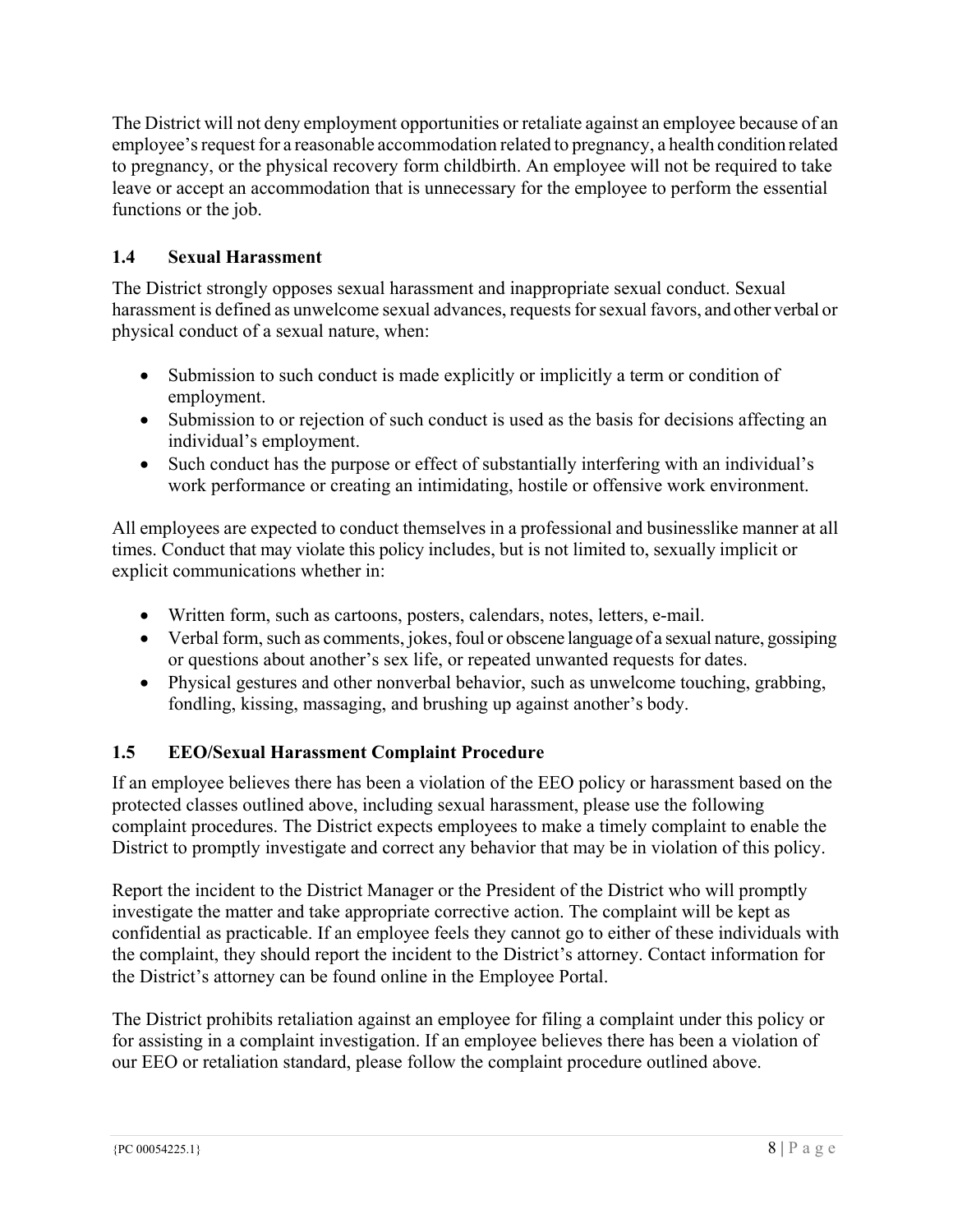The District will not deny employment opportunities or retaliate against an employee because of an employee's request for a reasonable accommodation related to pregnancy, a health condition related to pregnancy, or the physical recovery form childbirth. An employee will not be required to take leave or accept an accommodation that is unnecessary for the employee to perform the essential functions or the job.

### 1.4 Sexual Harassment

The District strongly opposes sexual harassment and inappropriate sexual conduct. Sexual harassment is defined as unwelcome sexual advances, requests for sexual favors, and other verbal or physical conduct of a sexual nature, when:

- Submission to such conduct is made explicitly or implicitly a term or condition of employment.
- Submission to or rejection of such conduct is used as the basis for decisions affecting an individual's employment.
- Such conduct has the purpose or effect of substantially interfering with an individual's work performance or creating an intimidating, hostile or offensive work environment.

All employees are expected to conduct themselves in a professional and businesslike manner at all times. Conduct that may violate this policy includes, but is not limited to, sexually implicit or explicit communications whether in:

- Written form, such as cartoons, posters, calendars, notes, letters, e-mail.
- Verbal form, such as comments, jokes, foul or obscene language of a sexual nature, gossiping or questions about another's sex life, or repeated unwanted requests for dates.
- Physical gestures and other nonverbal behavior, such as unwelcome touching, grabbing, fondling, kissing, massaging, and brushing up against another's body.

### 1.5 EEO/Sexual Harassment Complaint Procedure

If an employee believes there has been a violation of the EEO policy or harassment based on the protected classes outlined above, including sexual harassment, please use the following complaint procedures. The District expects employees to make a timely complaint to enable the District to promptly investigate and correct any behavior that may be in violation of this policy.

Report the incident to the District Manager or the President of the District who will promptly investigate the matter and take appropriate corrective action. The complaint will be kept as confidential as practicable. If an employee feels they cannot go to either of these individuals with the complaint, they should report the incident to the District's attorney. Contact information for the District's attorney can be found online in the Employee Portal.

The District prohibits retaliation against an employee for filing a complaint under this policy or for assisting in a complaint investigation. If an employee believes there has been a violation of our EEO or retaliation standard, please follow the complaint procedure outlined above.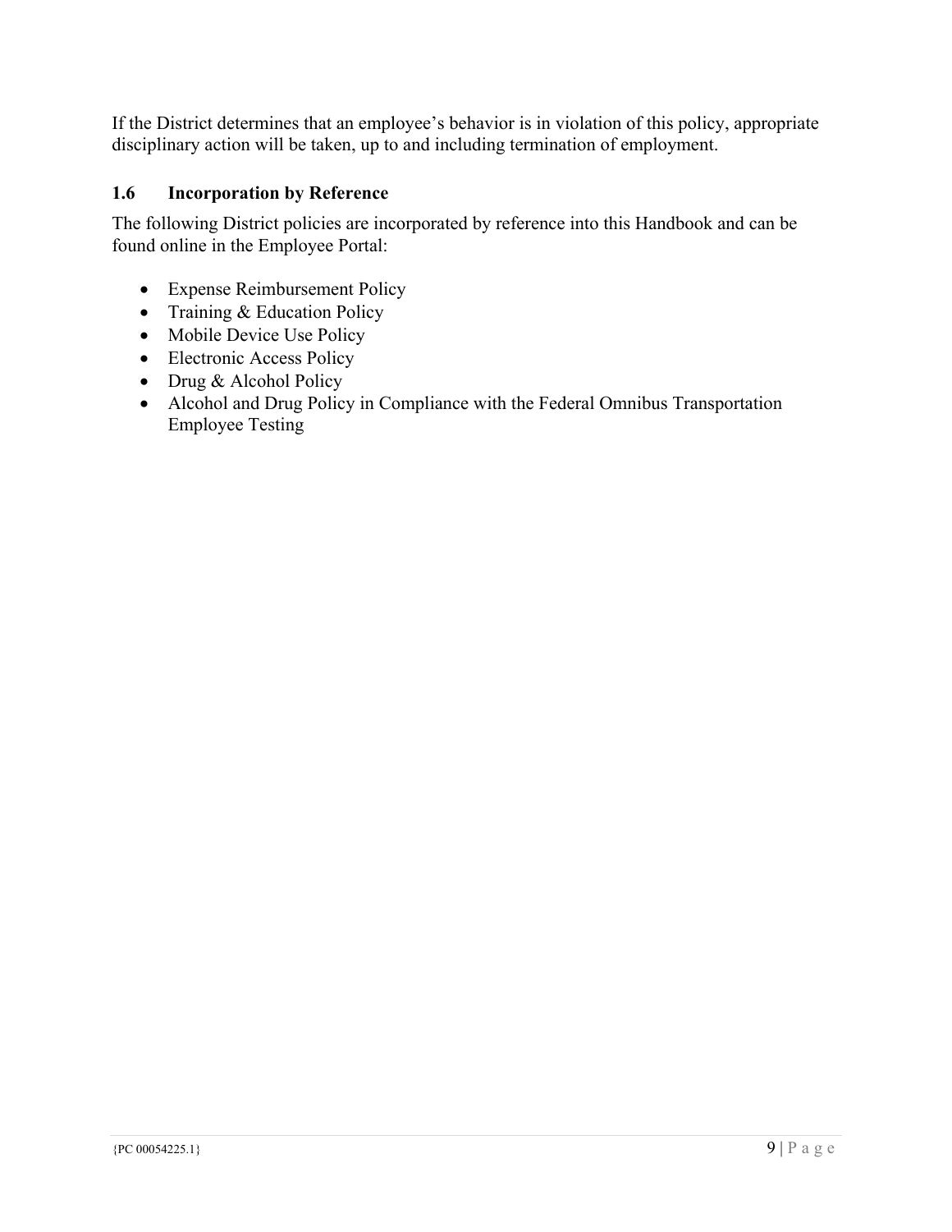If the District determines that an employee's behavior is in violation of this policy, appropriate disciplinary action will be taken, up to and including termination of employment.

### 1.6 Incorporation by Reference

The following District policies are incorporated by reference into this Handbook and can be found online in the Employee Portal:

- Expense Reimbursement Policy
- Training & Education Policy
- Mobile Device Use Policy
- Electronic Access Policy
- Drug & Alcohol Policy
- Alcohol and Drug Policy in Compliance with the Federal Omnibus Transportation Employee Testing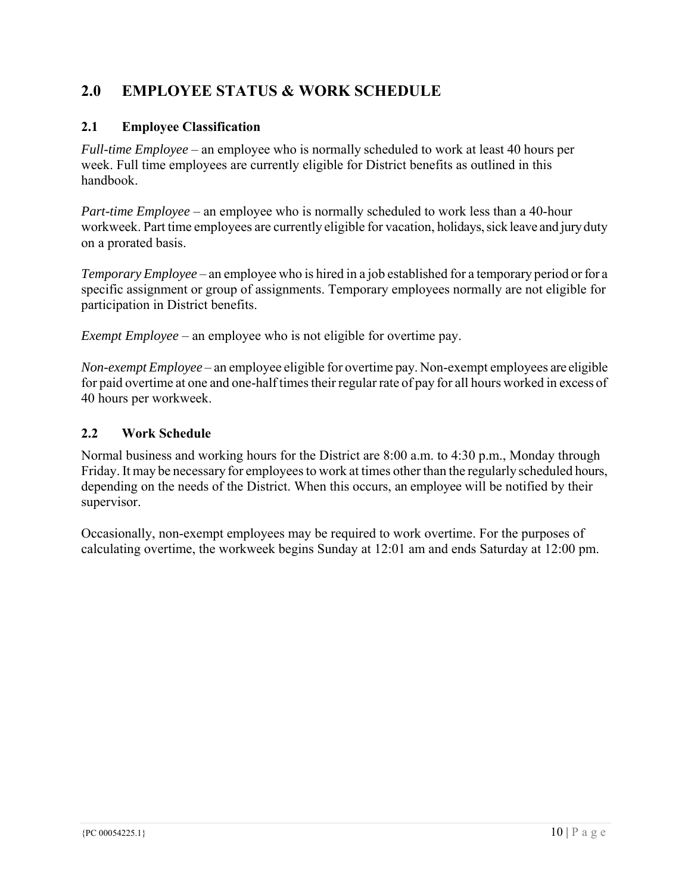## 2.0 EMPLOYEE STATUS & WORK SCHEDULE

### 2.1 Employee Classification

*Full-time Employee* – an employee who is normally scheduled to work at least 40 hours per week. Full time employees are currently eligible for District benefits as outlined in this handbook.

*Part-time Employee* – an employee who is normally scheduled to work less than a 40-hour workweek. Part time employees are currently eligible for vacation, holidays, sick leave and jury duty on a prorated basis.

*Temporary Employee* – an employee who is hired in a job established for a temporary period or for a specific assignment or group of assignments. Temporary employees normally are not eligible for participation in District benefits.

*Exempt Employee* – an employee who is not eligible for overtime pay.

*Non-exempt Employee* – an employee eligible for overtime pay. Non-exempt employees are eligible for paid overtime at one and one-half times their regular rate of pay for all hours worked in excess of 40 hours per workweek.

### 2.2 Work Schedule

Normal business and working hours for the District are 8:00 a.m. to 4:30 p.m., Monday through Friday. It may be necessary for employees to work at times other than the regularly scheduled hours, depending on the needs of the District. When this occurs, an employee will be notified by their supervisor.

Occasionally, non-exempt employees may be required to work overtime. For the purposes of calculating overtime, the workweek begins Sunday at 12:01 am and ends Saturday at 12:00 pm.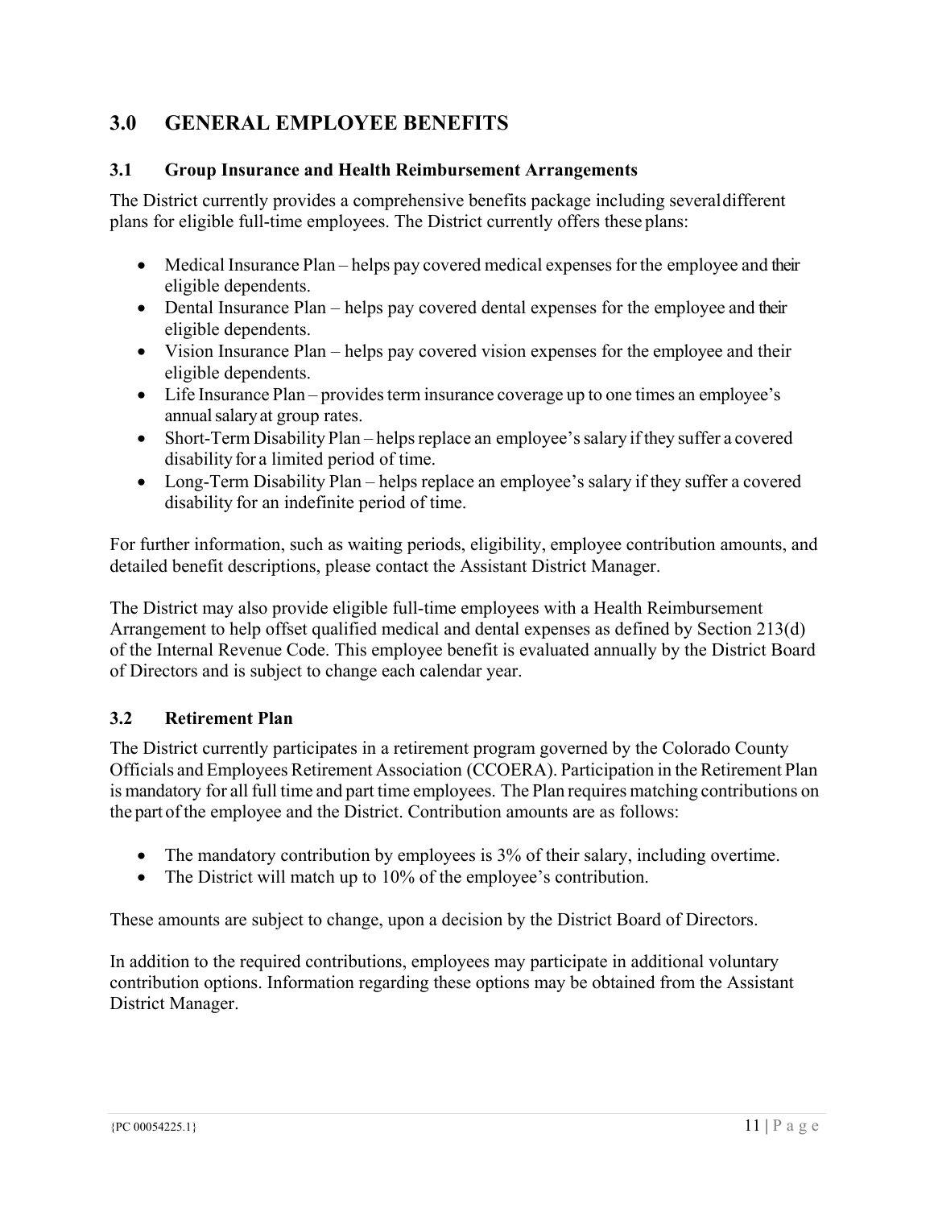# 3.0 GENERAL EMPLOYEE BENEFITS

## 3.1 Group Insurance and Health Reimbursement Arrangements

The District currently provides a comprehensive benefits package including several different plans for eligible full-time employees. The District currently offers these plans:

- Medical Insurance Plan – helps pay covered medical expenses for the employee and their eligible dependents.
- Dental Insurance Plan – helps pay covered dental expenses for the employee and their eligible dependents.
- Vision Insurance Plan – helps pay covered vision expenses for the employee and their eligible dependents.
- Life Insurance Plan – provides term insurance coverage up to one times an employee's annual salary at group rates.
- Short-Term Disability Plan – helps replace an employee's salary if they suffer a covered disability for a limited period of time.
- Long-Term Disability Plan – helps replace an employee's salary if they suffer a covered disability for an indefinite period of time.

For further information, such as waiting periods, eligibility, employee contribution amounts, and detailed benefit descriptions, please contact the Assistant District Manager.

The District may also provide eligible full-time employees with a Health Reimbursement Arrangement to help offset qualified medical and dental expenses as defined by Section 213(d) of the Internal Revenue Code. This employee benefit is evaluated annually by the District Board of Directors and is subject to change each calendar year.

## 3.2 Retirement Plan

The District currently participates in a retirement program governed by the Colorado County Officials and Employees Retirement Association (CCOERA). Participation in the Retirement Plan is mandatory for all full time and part time employees. The Plan requires matching contributions on the part of the employee and the District. Contribution amounts are as follows:

- The mandatory contribution by employees is 3% of their salary, including overtime.
- The District will match up to 10% of the employee's contribution.

These amounts are subject to change, upon a decision by the District Board of Directors.

In addition to the required contributions, employees may participate in additional voluntary contribution options. Information regarding these options may be obtained from the Assistant District Manager.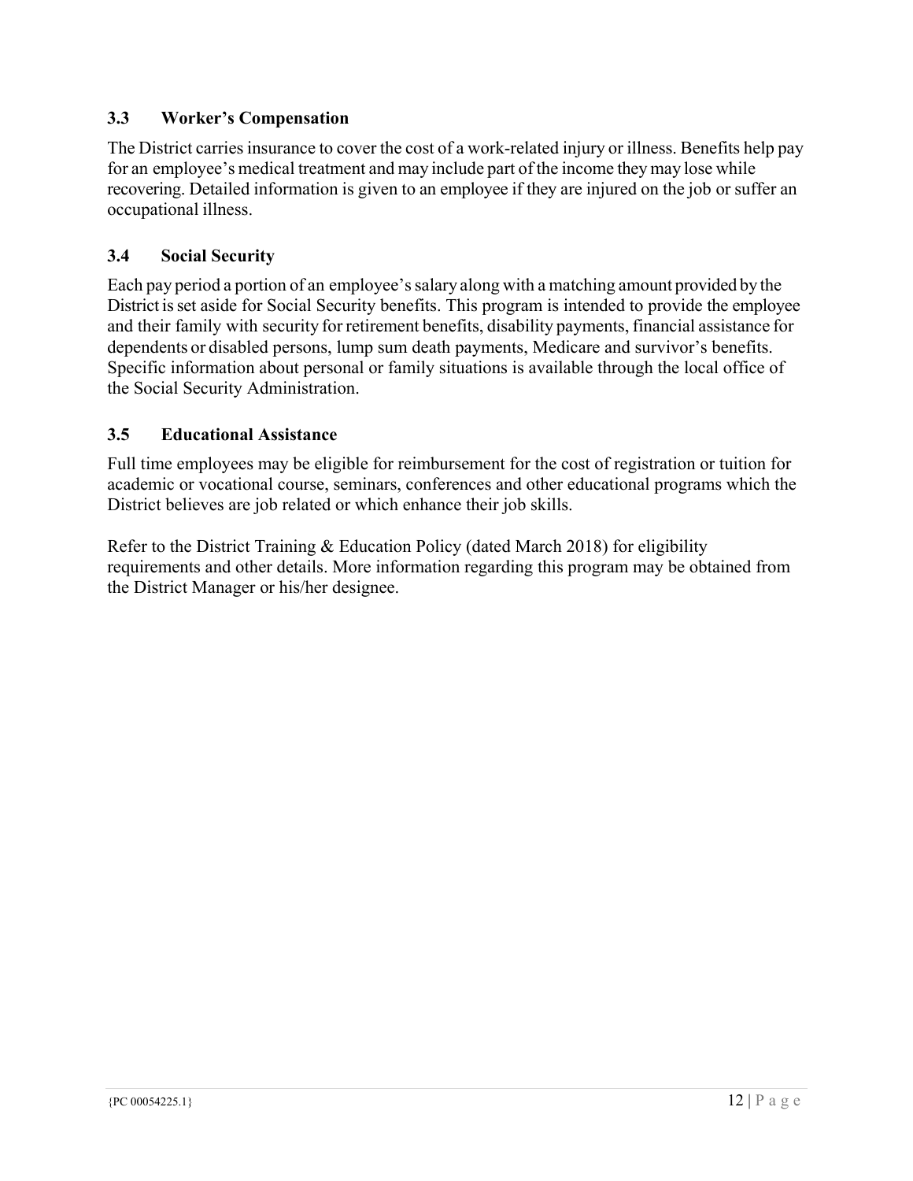### 3.3 Worker's Compensation

The District carries insurance to cover the cost of a work-related injury or illness. Benefits help pay for an employee's medical treatment and may include part of the income they may lose while recovering. Detailed information is given to an employee if they are injured on the job or suffer an occupational illness.

### 3.4 Social Security

Each pay period a portion of an employee's salary along with a matching amount provided by the District is set aside for Social Security benefits. This program is intended to provide the employee and their family with security for retirement benefits, disability payments, financial assistance for dependents or disabled persons, lump sum death payments, Medicare and survivor's benefits. Specific information about personal or family situations is available through the local office of the Social Security Administration.

### 3.5 Educational Assistance

Full time employees may be eligible for reimbursement for the cost of registration or tuition for academic or vocational course, seminars, conferences and other educational programs which the District believes are job related or which enhance their job skills.

Refer to the District Training & Education Policy (dated March 2018) for eligibility requirements and other details. More information regarding this program may be obtained from the District Manager or his/her designee.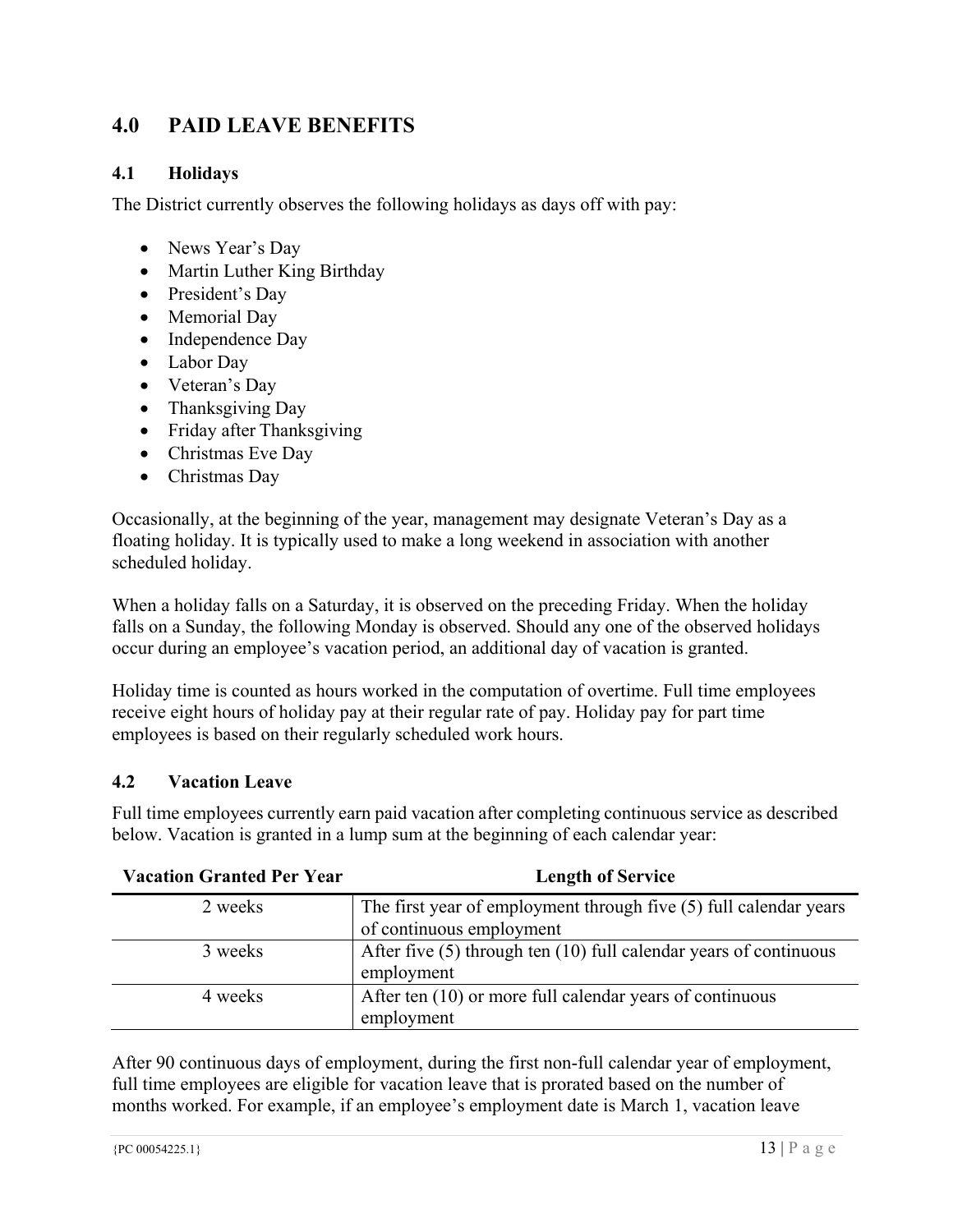# 4.0 PAID LEAVE BENEFITS

## 4.1 Holidays

The District currently observes the following holidays as days off with pay:

- News Year's Day
- Martin Luther King Birthday
- President's Day
- Memorial Day
- Independence Day
- Labor Day
- Veteran's Day
- Thanksgiving Day
- Friday after Thanksgiving
- Christmas Eve Day
- Christmas Day

Occasionally, at the beginning of the year, management may designate Veteran's Day as a floating holiday. It is typically used to make a long weekend in association with another scheduled holiday.

When a holiday falls on a Saturday, it is observed on the preceding Friday. When the holiday falls on a Sunday, the following Monday is observed. Should any one of the observed holidays occur during an employee's vacation period, an additional day of vacation is granted.

Holiday time is counted as hours worked in the computation of overtime. Full time employees receive eight hours of holiday pay at their regular rate of pay. Holiday pay for part time employees is based on their regularly scheduled work hours.

## 4.2 Vacation Leave

Full time employees currently earn paid vacation after completing continuous service as described below. Vacation is granted in a lump sum at the beginning of each calendar year:

| Vacation Granted Per Year | Length of Service |
|---|---|
| 2 weeks | The first year of employment through five (5) full calendar years of continuous employment |
| 3 weeks | After five (5) through ten (10) full calendar years of continuous employment |
| 4 weeks | After ten (10) or more full calendar years of continuous employment |

After 90 continuous days of employment, during the first non-full calendar year of employment, full time employees are eligible for vacation leave that is prorated based on the number of months worked. For example, if an employee's employment date is March 1, vacation leave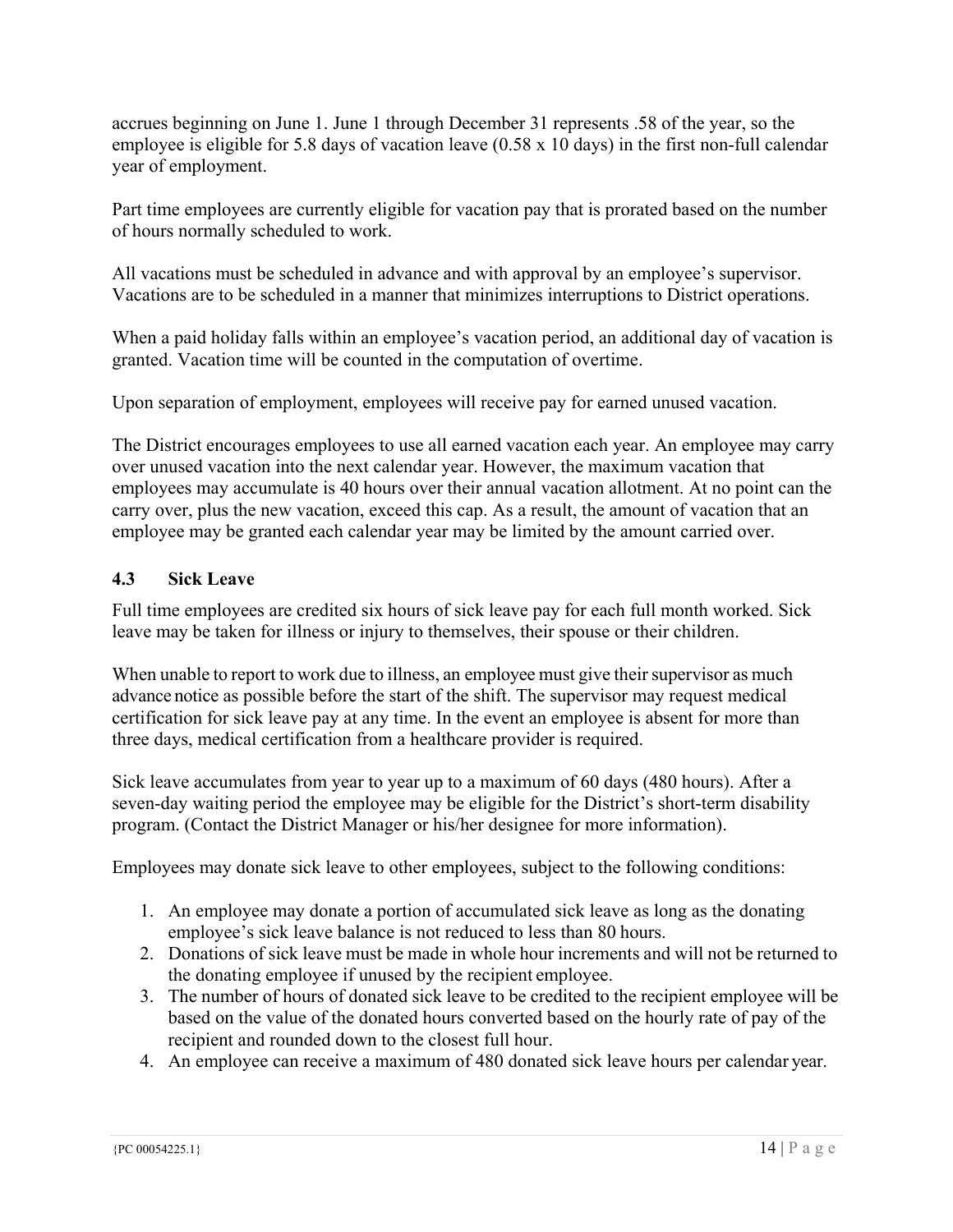accrues beginning on June 1. June 1 through December 31 represents .58 of the year, so the employee is eligible for 5.8 days of vacation leave (0.58 x 10 days) in the first non-full calendar year of employment.

Part time employees are currently eligible for vacation pay that is prorated based on the number of hours normally scheduled to work.

All vacations must be scheduled in advance and with approval by an employee's supervisor. Vacations are to be scheduled in a manner that minimizes interruptions to District operations.

When a paid holiday falls within an employee's vacation period, an additional day of vacation is granted. Vacation time will be counted in the computation of overtime.

Upon separation of employment, employees will receive pay for earned unused vacation.

The District encourages employees to use all earned vacation each year. An employee may carry over unused vacation into the next calendar year. However, the maximum vacation that employees may accumulate is 40 hours over their annual vacation allotment. At no point can the carry over, plus the new vacation, exceed this cap. As a result, the amount of vacation that an employee may be granted each calendar year may be limited by the amount carried over.

### 4.3 Sick Leave

Full time employees are credited six hours of sick leave pay for each full month worked. Sick leave may be taken for illness or injury to themselves, their spouse or their children.

When unable to report to work due to illness, an employee must give their supervisor as much advance notice as possible before the start of the shift. The supervisor may request medical certification for sick leave pay at any time. In the event an employee is absent for more than three days, medical certification from a healthcare provider is required.

Sick leave accumulates from year to year up to a maximum of 60 days (480 hours). After a seven-day waiting period the employee may be eligible for the District's short-term disability program. (Contact the District Manager or his/her designee for more information).

Employees may donate sick leave to other employees, subject to the following conditions:

1. An employee may donate a portion of accumulated sick leave as long as the donating employee's sick leave balance is not reduced to less than 80 hours.
2. Donations of sick leave must be made in whole hour increments and will not be returned to the donating employee if unused by the recipient employee.
3. The number of hours of donated sick leave to be credited to the recipient employee will be based on the value of the donated hours converted based on the hourly rate of pay of the recipient and rounded down to the closest full hour.
4. An employee can receive a maximum of 480 donated sick leave hours per calendar year.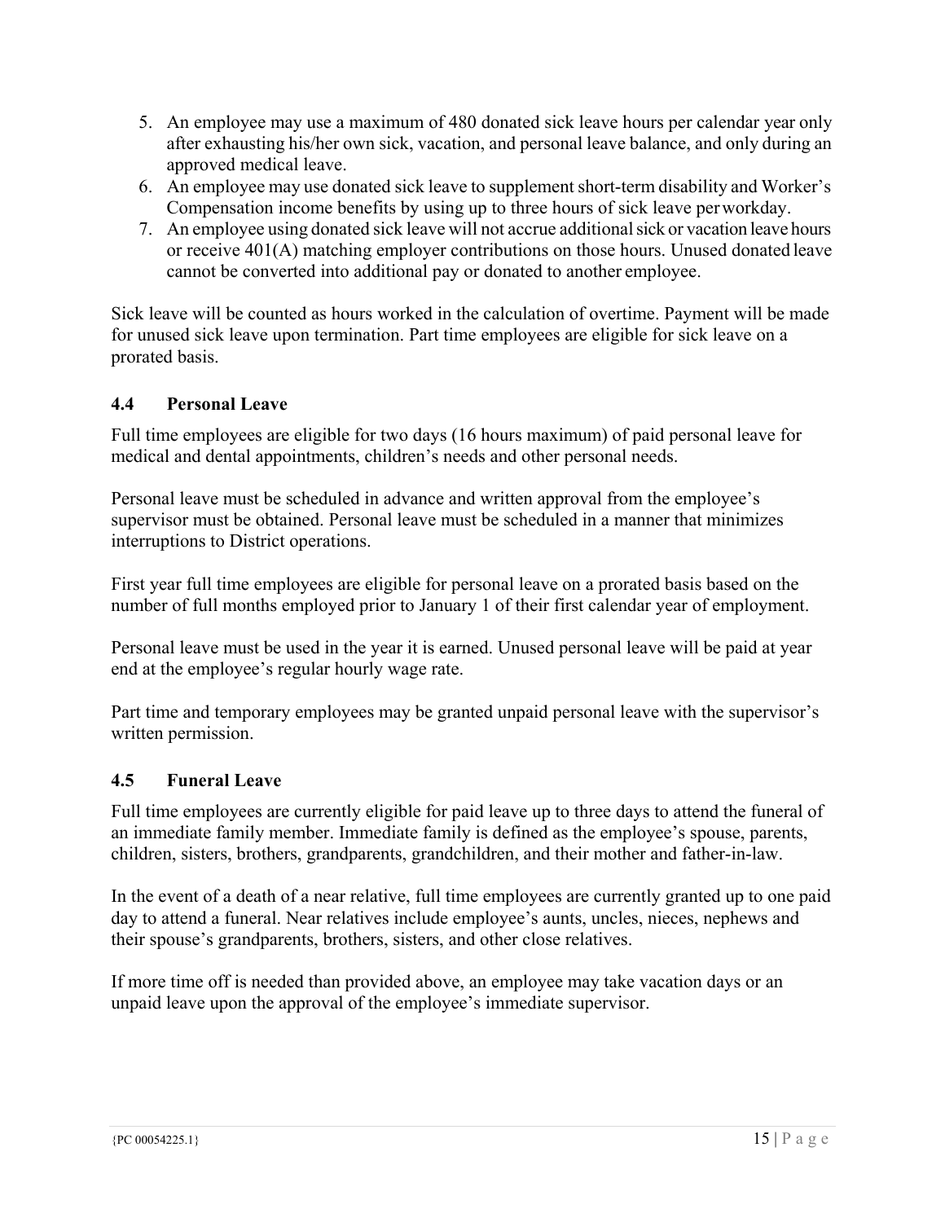5. An employee may use a maximum of 480 donated sick leave hours per calendar year only after exhausting his/her own sick, vacation, and personal leave balance, and only during an approved medical leave.
6. An employee may use donated sick leave to supplement short-term disability and Worker's Compensation income benefits by using up to three hours of sick leave per workday.
7. An employee using donated sick leave will not accrue additional sick or vacation leave hours or receive 401(A) matching employer contributions on those hours. Unused donated leave cannot be converted into additional pay or donated to another employee.

Sick leave will be counted as hours worked in the calculation of overtime. Payment will be made for unused sick leave upon termination. Part time employees are eligible for sick leave on a prorated basis.

### 4.4 Personal Leave

Full time employees are eligible for two days (16 hours maximum) of paid personal leave for medical and dental appointments, children's needs and other personal needs.

Personal leave must be scheduled in advance and written approval from the employee's supervisor must be obtained. Personal leave must be scheduled in a manner that minimizes interruptions to District operations.

First year full time employees are eligible for personal leave on a prorated basis based on the number of full months employed prior to January 1 of their first calendar year of employment.

Personal leave must be used in the year it is earned. Unused personal leave will be paid at year end at the employee's regular hourly wage rate.

Part time and temporary employees may be granted unpaid personal leave with the supervisor's written permission.

### 4.5 Funeral Leave

Full time employees are currently eligible for paid leave up to three days to attend the funeral of an immediate family member. Immediate family is defined as the employee's spouse, parents, children, sisters, brothers, grandparents, grandchildren, and their mother and father-in-law.

In the event of a death of a near relative, full time employees are currently granted up to one paid day to attend a funeral. Near relatives include employee's aunts, uncles, nieces, nephews and their spouse's grandparents, brothers, sisters, and other close relatives.

If more time off is needed than provided above, an employee may take vacation days or an unpaid leave upon the approval of the employee's immediate supervisor.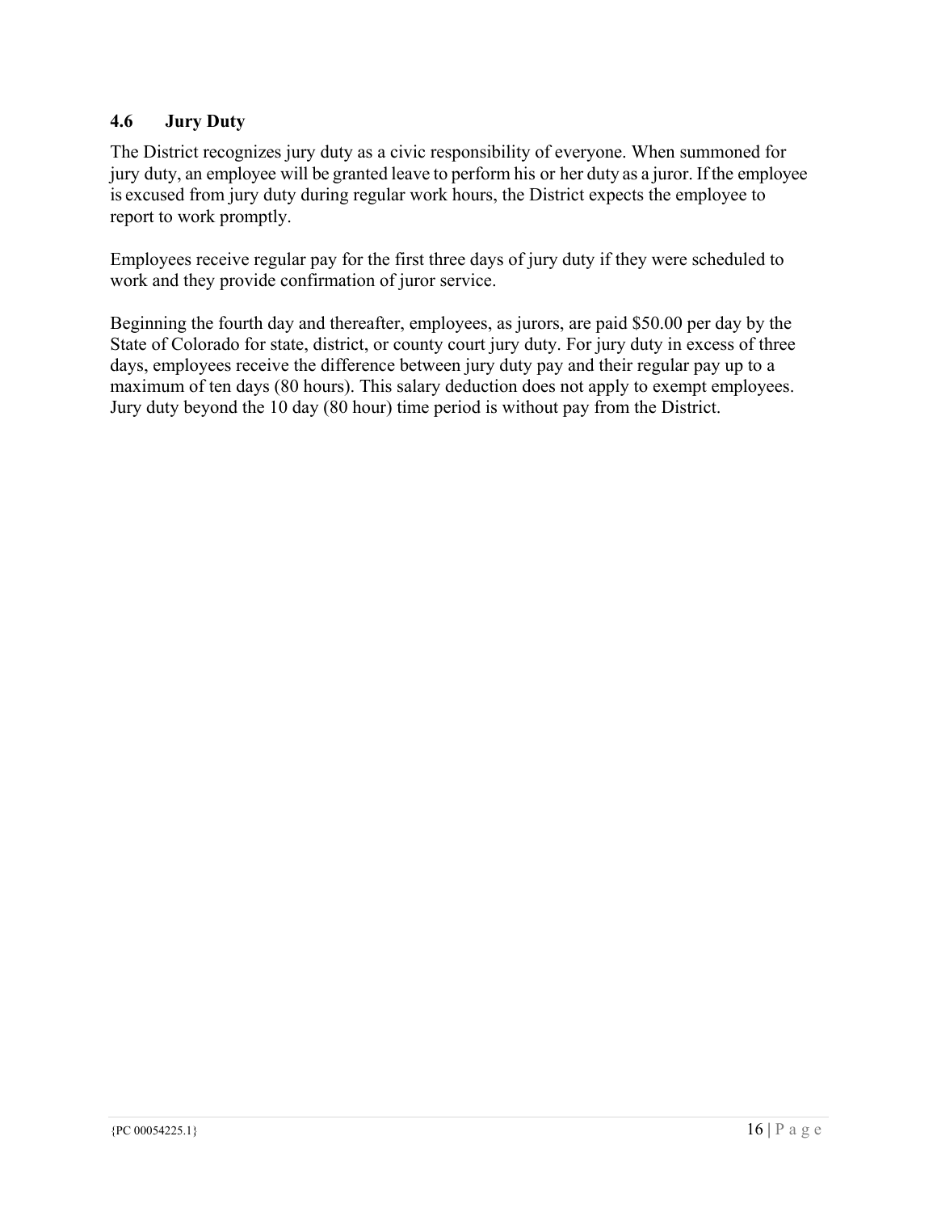### 4.6 Jury Duty

The District recognizes jury duty as a civic responsibility of everyone. When summoned for jury duty, an employee will be granted leave to perform his or her duty as a juror. If the employee is excused from jury duty during regular work hours, the District expects the employee to report to work promptly.

Employees receive regular pay for the first three days of jury duty if they were scheduled to work and they provide confirmation of juror service.

Beginning the fourth day and thereafter, employees, as jurors, are paid $50.00 per day by the State of Colorado for state, district, or county court jury duty. For jury duty in excess of three days, employees receive the difference between jury duty pay and their regular pay up to a maximum of ten days (80 hours). This salary deduction does not apply to exempt employees. Jury duty beyond the 10 day (80 hour) time period is without pay from the District.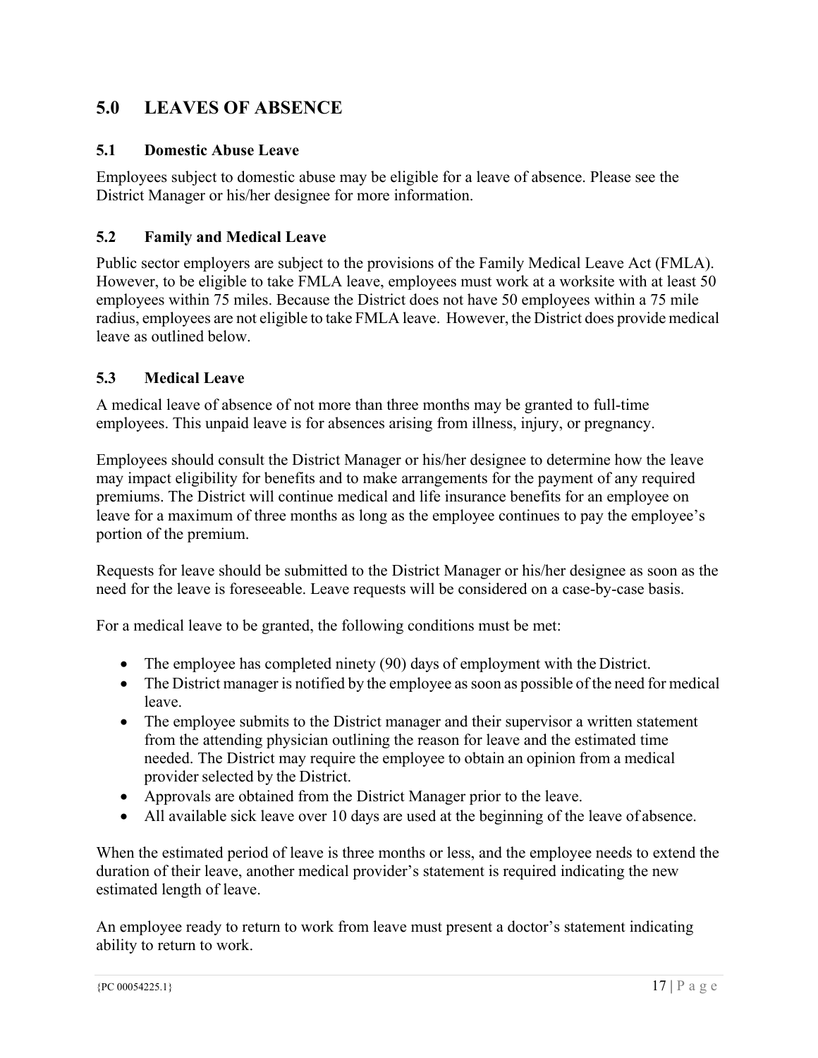## 5.0 LEAVES OF ABSENCE

### 5.1 Domestic Abuse Leave

Employees subject to domestic abuse may be eligible for a leave of absence. Please see the District Manager or his/her designee for more information.

### 5.2 Family and Medical Leave

Public sector employers are subject to the provisions of the Family Medical Leave Act (FMLA). However, to be eligible to take FMLA leave, employees must work at a worksite with at least 50 employees within 75 miles. Because the District does not have 50 employees within a 75 mile radius, employees are not eligible to take FMLA leave. However, the District does provide medical leave as outlined below.

### 5.3 Medical Leave

A medical leave of absence of not more than three months may be granted to full-time employees. This unpaid leave is for absences arising from illness, injury, or pregnancy.

Employees should consult the District Manager or his/her designee to determine how the leave may impact eligibility for benefits and to make arrangements for the payment of any required premiums. The District will continue medical and life insurance benefits for an employee on leave for a maximum of three months as long as the employee continues to pay the employee's portion of the premium.

Requests for leave should be submitted to the District Manager or his/her designee as soon as the need for the leave is foreseeable. Leave requests will be considered on a case-by-case basis.

For a medical leave to be granted, the following conditions must be met:

- The employee has completed ninety (90) days of employment with the District.
- The District manager is notified by the employee as soon as possible of the need for medical leave.
- The employee submits to the District manager and their supervisor a written statement from the attending physician outlining the reason for leave and the estimated time needed. The District may require the employee to obtain an opinion from a medical provider selected by the District.
- Approvals are obtained from the District Manager prior to the leave.
- All available sick leave over 10 days are used at the beginning of the leave of absence.

When the estimated period of leave is three months or less, and the employee needs to extend the duration of their leave, another medical provider's statement is required indicating the new estimated length of leave.

An employee ready to return to work from leave must present a doctor's statement indicating ability to return to work.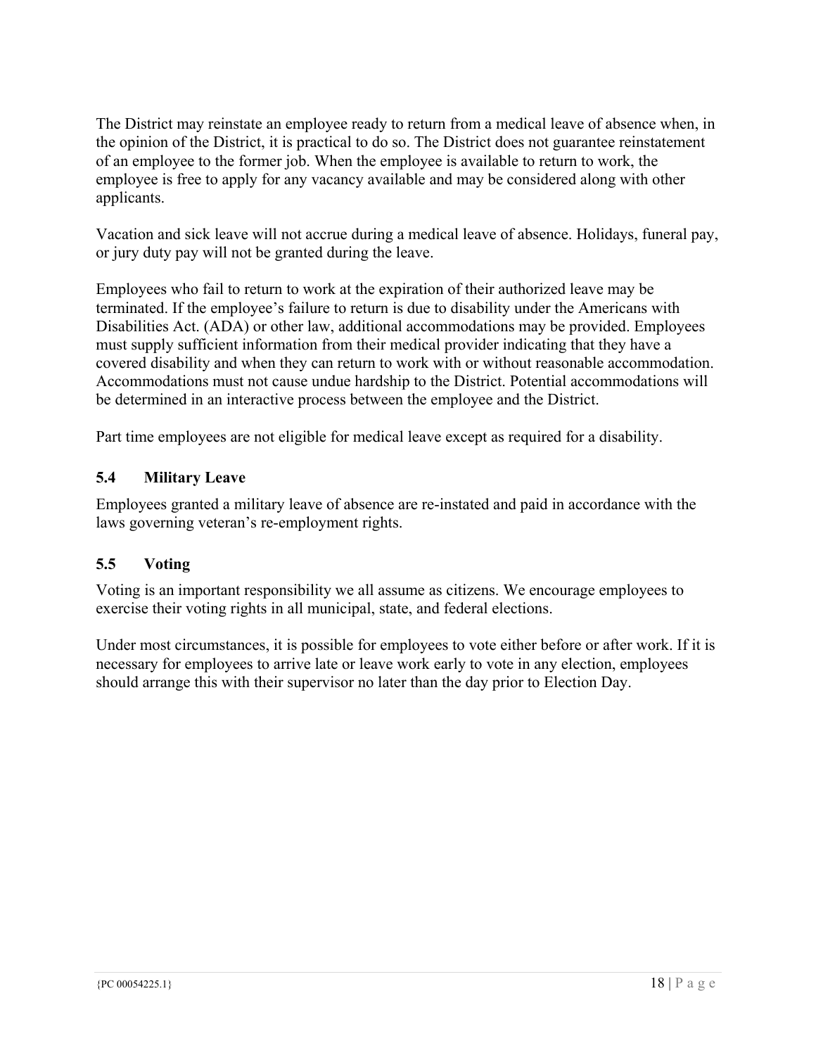The District may reinstate an employee ready to return from a medical leave of absence when, in the opinion of the District, it is practical to do so. The District does not guarantee reinstatement of an employee to the former job. When the employee is available to return to work, the employee is free to apply for any vacancy available and may be considered along with other applicants.

Vacation and sick leave will not accrue during a medical leave of absence. Holidays, funeral pay, or jury duty pay will not be granted during the leave.

Employees who fail to return to work at the expiration of their authorized leave may be terminated. If the employee's failure to return is due to disability under the Americans with Disabilities Act. (ADA) or other law, additional accommodations may be provided. Employees must supply sufficient information from their medical provider indicating that they have a covered disability and when they can return to work with or without reasonable accommodation. Accommodations must not cause undue hardship to the District. Potential accommodations will be determined in an interactive process between the employee and the District.

Part time employees are not eligible for medical leave except as required for a disability.

### 5.4 Military Leave

Employees granted a military leave of absence are re-instated and paid in accordance with the laws governing veteran's re-employment rights.

### 5.5 Voting

Voting is an important responsibility we all assume as citizens. We encourage employees to exercise their voting rights in all municipal, state, and federal elections.

Under most circumstances, it is possible for employees to vote either before or after work. If it is necessary for employees to arrive late or leave work early to vote in any election, employees should arrange this with their supervisor no later than the day prior to Election Day.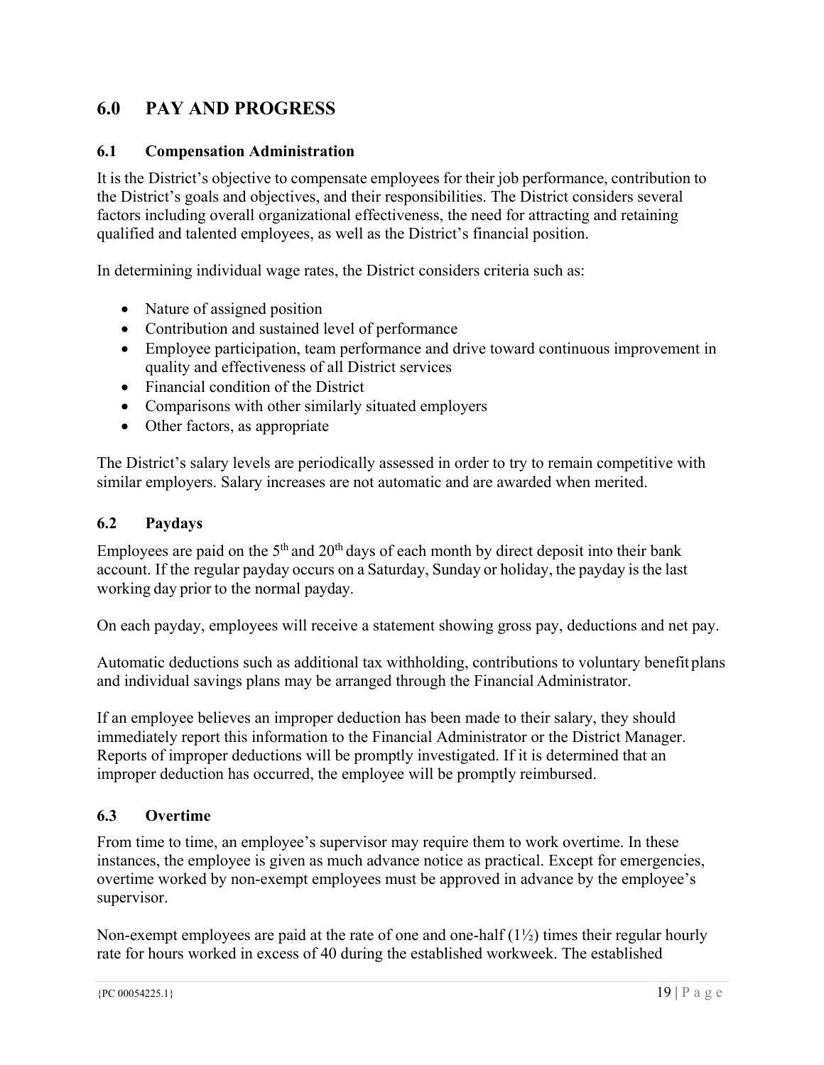## 6.0 PAY AND PROGRESS

### 6.1 Compensation Administration

It is the District's objective to compensate employees for their job performance, contribution to the District's goals and objectives, and their responsibilities. The District considers several factors including overall organizational effectiveness, the need for attracting and retaining qualified and talented employees, as well as the District's financial position.

In determining individual wage rates, the District considers criteria such as:

- Nature of assigned position
- Contribution and sustained level of performance
- Employee participation, team performance and drive toward continuous improvement in quality and effectiveness of all District services
- Financial condition of the District
- Comparisons with other similarly situated employers
- Other factors, as appropriate

The District's salary levels are periodically assessed in order to try to remain competitive with similar employers. Salary increases are not automatic and are awarded when merited.

### 6.2 Paydays

Employees are paid on the 5th and 20th days of each month by direct deposit into their bank account. If the regular payday occurs on a Saturday, Sunday or holiday, the payday is the last working day prior to the normal payday.

On each payday, employees will receive a statement showing gross pay, deductions and net pay.

Automatic deductions such as additional tax withholding, contributions to voluntary benefit plans and individual savings plans may be arranged through the Financial Administrator.

If an employee believes an improper deduction has been made to their salary, they should immediately report this information to the Financial Administrator or the District Manager. Reports of improper deductions will be promptly investigated. If it is determined that an improper deduction has occurred, the employee will be promptly reimbursed.

### 6.3 Overtime

From time to time, an employee's supervisor may require them to work overtime. In these instances, the employee is given as much advance notice as practical. Except for emergencies, overtime worked by non-exempt employees must be approved in advance by the employee's supervisor.

Non-exempt employees are paid at the rate of one and one-half (1½) times their regular hourly rate for hours worked in excess of 40 during the established workweek. The established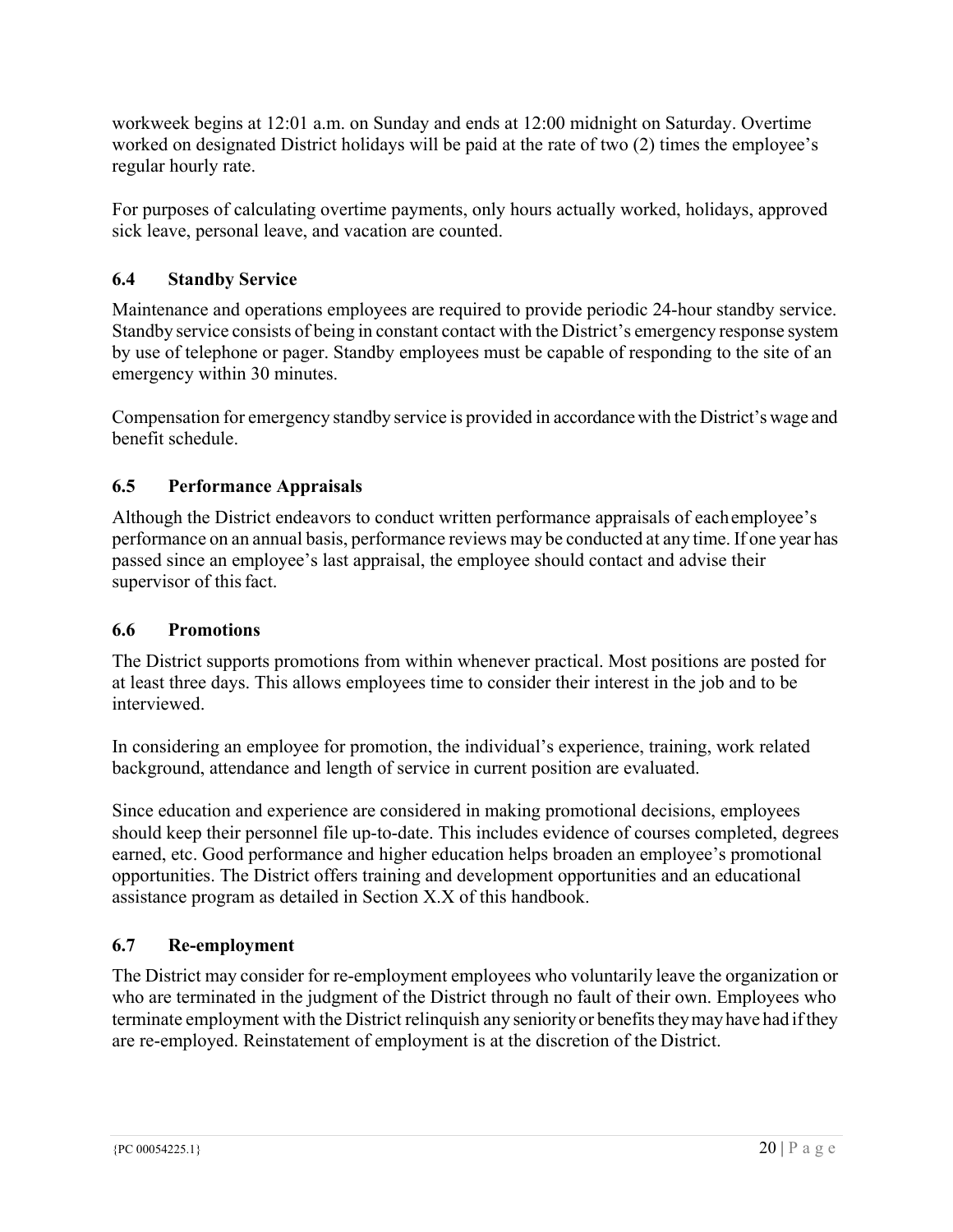workweek begins at 12:01 a.m. on Sunday and ends at 12:00 midnight on Saturday. Overtime worked on designated District holidays will be paid at the rate of two (2) times the employee's regular hourly rate.

For purposes of calculating overtime payments, only hours actually worked, holidays, approved sick leave, personal leave, and vacation are counted.

### 6.4 Standby Service

Maintenance and operations employees are required to provide periodic 24-hour standby service. Standby service consists of being in constant contact with the District's emergency response system by use of telephone or pager. Standby employees must be capable of responding to the site of an emergency within 30 minutes.

Compensation for emergency standby service is provided in accordance with the District's wage and benefit schedule.

### 6.5 Performance Appraisals

Although the District endeavors to conduct written performance appraisals of each employee's performance on an annual basis, performance reviews may be conducted at any time. If one year has passed since an employee's last appraisal, the employee should contact and advise their supervisor of this fact.

### 6.6 Promotions

The District supports promotions from within whenever practical. Most positions are posted for at least three days. This allows employees time to consider their interest in the job and to be interviewed.

In considering an employee for promotion, the individual's experience, training, work related background, attendance and length of service in current position are evaluated.

Since education and experience are considered in making promotional decisions, employees should keep their personnel file up-to-date. This includes evidence of courses completed, degrees earned, etc. Good performance and higher education helps broaden an employee's promotional opportunities. The District offers training and development opportunities and an educational assistance program as detailed in Section X.X of this handbook.

### 6.7 Re-employment

The District may consider for re-employment employees who voluntarily leave the organization or who are terminated in the judgment of the District through no fault of their own. Employees who terminate employment with the District relinquish any seniority or benefits they may have had if they are re-employed. Reinstatement of employment is at the discretion of the District.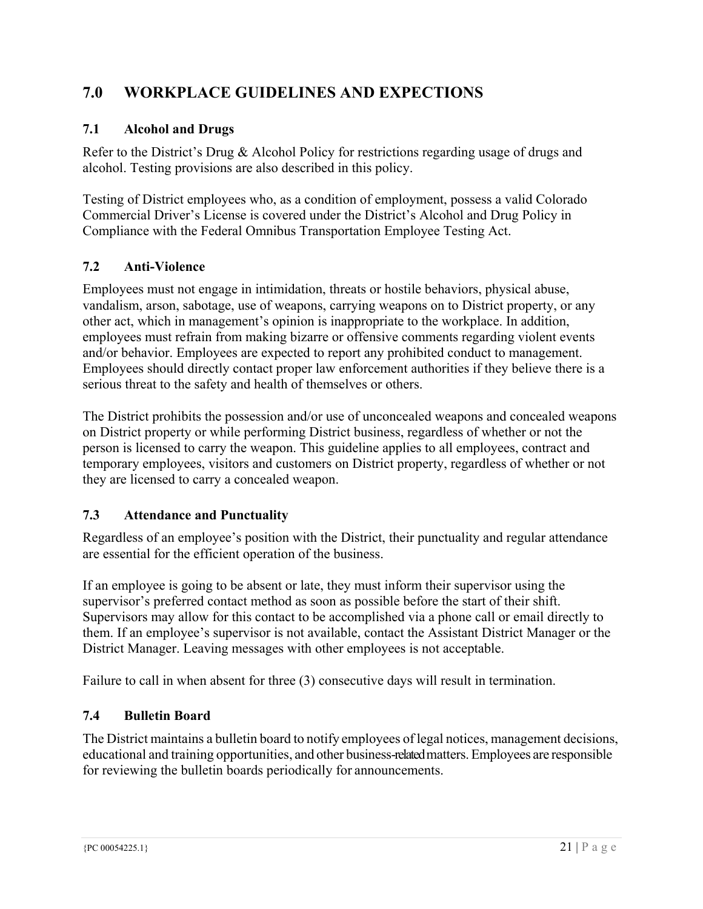# 7.0 WORKPLACE GUIDELINES AND EXPECTIONS

## 7.1 Alcohol and Drugs

Refer to the District's Drug & Alcohol Policy for restrictions regarding usage of drugs and alcohol. Testing provisions are also described in this policy.

Testing of District employees who, as a condition of employment, possess a valid Colorado Commercial Driver's License is covered under the District's Alcohol and Drug Policy in Compliance with the Federal Omnibus Transportation Employee Testing Act.

## 7.2 Anti-Violence

Employees must not engage in intimidation, threats or hostile behaviors, physical abuse, vandalism, arson, sabotage, use of weapons, carrying weapons on to District property, or any other act, which in management's opinion is inappropriate to the workplace. In addition, employees must refrain from making bizarre or offensive comments regarding violent events and/or behavior. Employees are expected to report any prohibited conduct to management. Employees should directly contact proper law enforcement authorities if they believe there is a serious threat to the safety and health of themselves or others.

The District prohibits the possession and/or use of unconcealed weapons and concealed weapons on District property or while performing District business, regardless of whether or not the person is licensed to carry the weapon. This guideline applies to all employees, contract and temporary employees, visitors and customers on District property, regardless of whether or not they are licensed to carry a concealed weapon.

## 7.3 Attendance and Punctuality

Regardless of an employee's position with the District, their punctuality and regular attendance are essential for the efficient operation of the business.

If an employee is going to be absent or late, they must inform their supervisor using the supervisor's preferred contact method as soon as possible before the start of their shift. Supervisors may allow for this contact to be accomplished via a phone call or email directly to them. If an employee's supervisor is not available, contact the Assistant District Manager or the District Manager. Leaving messages with other employees is not acceptable.

Failure to call in when absent for three (3) consecutive days will result in termination.

## 7.4 Bulletin Board

The District maintains a bulletin board to notify employees of legal notices, management decisions, educational and training opportunities, and other business-related matters. Employees are responsible for reviewing the bulletin boards periodically for announcements.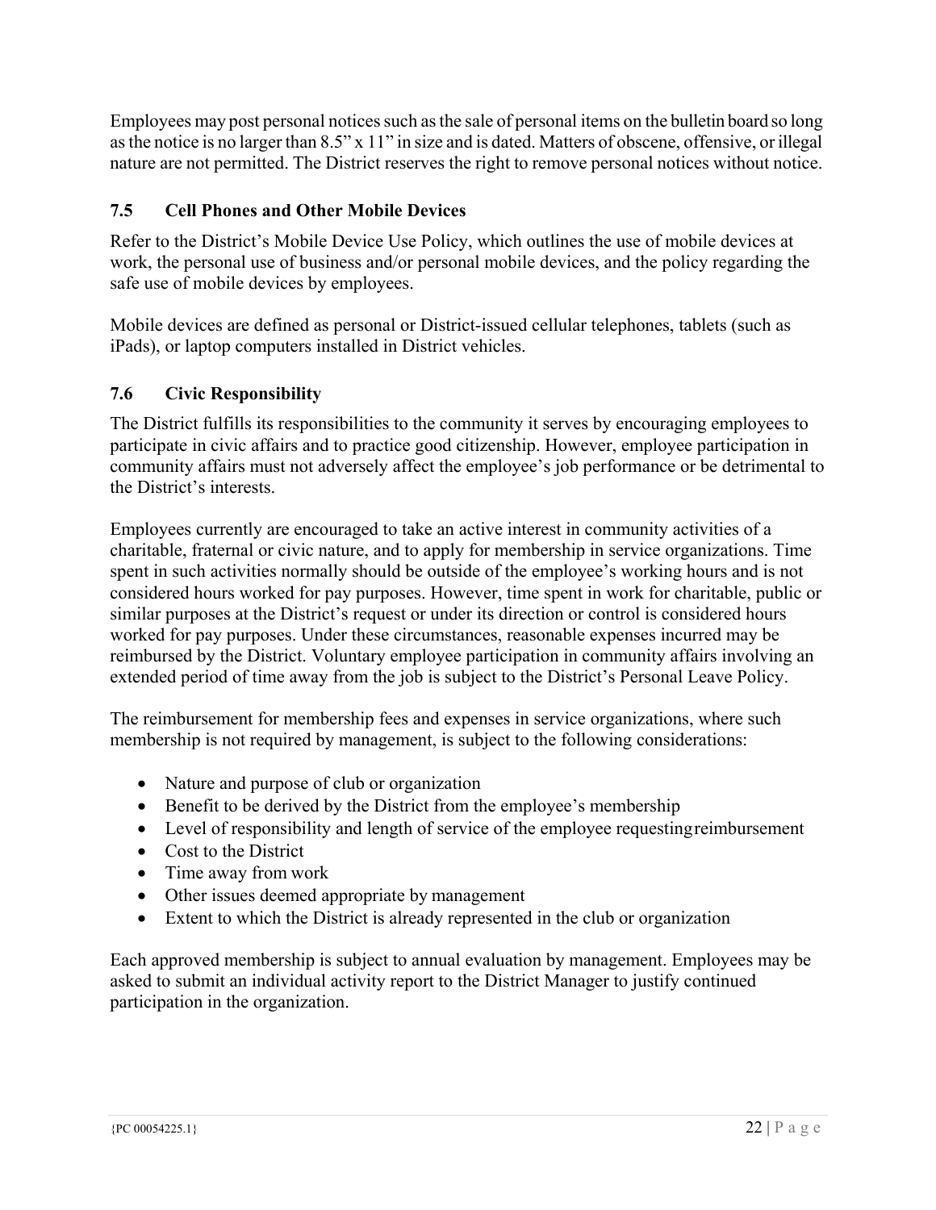Employees may post personal notices such as the sale of personal items on the bulletin board so long as the notice is no larger than 8.5" x 11" in size and is dated. Matters of obscene, offensive, or illegal nature are not permitted. The District reserves the right to remove personal notices without notice.

### 7.5 Cell Phones and Other Mobile Devices

Refer to the District's Mobile Device Use Policy, which outlines the use of mobile devices at work, the personal use of business and/or personal mobile devices, and the policy regarding the safe use of mobile devices by employees.

Mobile devices are defined as personal or District-issued cellular telephones, tablets (such as iPads), or laptop computers installed in District vehicles.

### 7.6 Civic Responsibility

The District fulfills its responsibilities to the community it serves by encouraging employees to participate in civic affairs and to practice good citizenship. However, employee participation in community affairs must not adversely affect the employee's job performance or be detrimental to the District's interests.

Employees currently are encouraged to take an active interest in community activities of a charitable, fraternal or civic nature, and to apply for membership in service organizations. Time spent in such activities normally should be outside of the employee's working hours and is not considered hours worked for pay purposes. However, time spent in work for charitable, public or similar purposes at the District's request or under its direction or control is considered hours worked for pay purposes. Under these circumstances, reasonable expenses incurred may be reimbursed by the District. Voluntary employee participation in community affairs involving an extended period of time away from the job is subject to the District's Personal Leave Policy.

The reimbursement for membership fees and expenses in service organizations, where such membership is not required by management, is subject to the following considerations:

- Nature and purpose of club or organization
- Benefit to be derived by the District from the employee's membership
- Level of responsibility and length of service of the employee requesting reimbursement
- Cost to the District
- Time away from work
- Other issues deemed appropriate by management
- Extent to which the District is already represented in the club or organization

Each approved membership is subject to annual evaluation by management. Employees may be asked to submit an individual activity report to the District Manager to justify continued participation in the organization.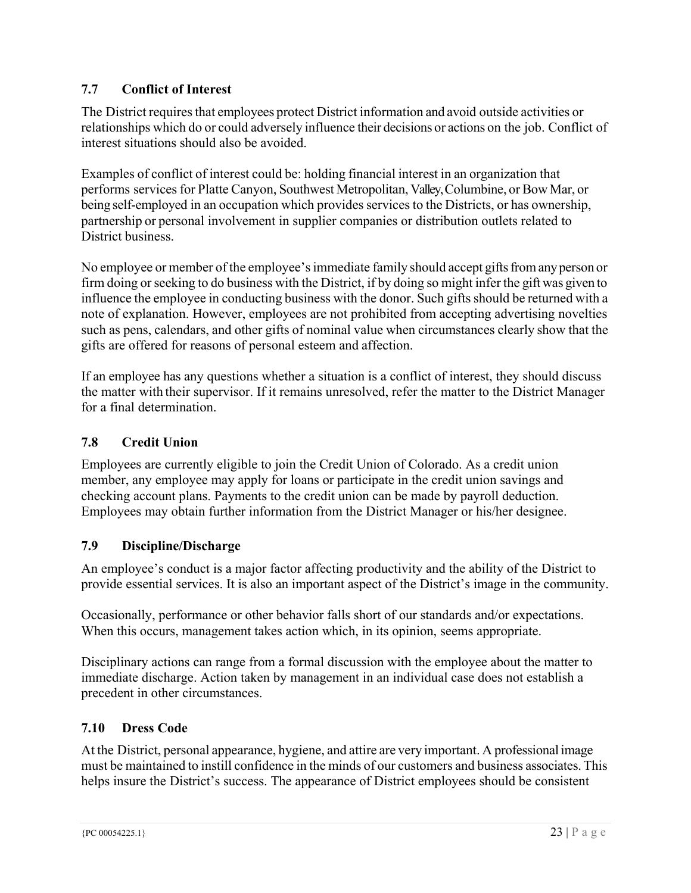## 7.7 Conflict of Interest

The District requires that employees protect District information and avoid outside activities or relationships which do or could adversely influence their decisions or actions on the job. Conflict of interest situations should also be avoided.

Examples of conflict of interest could be: holding financial interest in an organization that performs services for Platte Canyon, Southwest Metropolitan, Valley, Columbine, or Bow Mar, or being self-employed in an occupation which provides services to the Districts, or has ownership, partnership or personal involvement in supplier companies or distribution outlets related to District business.

No employee or member of the employee's immediate family should accept gifts from any person or firm doing or seeking to do business with the District, if by doing so might infer the gift was given to influence the employee in conducting business with the donor. Such gifts should be returned with a note of explanation. However, employees are not prohibited from accepting advertising novelties such as pens, calendars, and other gifts of nominal value when circumstances clearly show that the gifts are offered for reasons of personal esteem and affection.

If an employee has any questions whether a situation is a conflict of interest, they should discuss the matter with their supervisor. If it remains unresolved, refer the matter to the District Manager for a final determination.

## 7.8 Credit Union

Employees are currently eligible to join the Credit Union of Colorado. As a credit union member, any employee may apply for loans or participate in the credit union savings and checking account plans. Payments to the credit union can be made by payroll deduction. Employees may obtain further information from the District Manager or his/her designee.

## 7.9 Discipline/Discharge

An employee's conduct is a major factor affecting productivity and the ability of the District to provide essential services. It is also an important aspect of the District's image in the community.

Occasionally, performance or other behavior falls short of our standards and/or expectations. When this occurs, management takes action which, in its opinion, seems appropriate.

Disciplinary actions can range from a formal discussion with the employee about the matter to immediate discharge. Action taken by management in an individual case does not establish a precedent in other circumstances.

## 7.10 Dress Code

At the District, personal appearance, hygiene, and attire are very important. A professional image must be maintained to instill confidence in the minds of our customers and business associates. This helps insure the District's success. The appearance of District employees should be consistent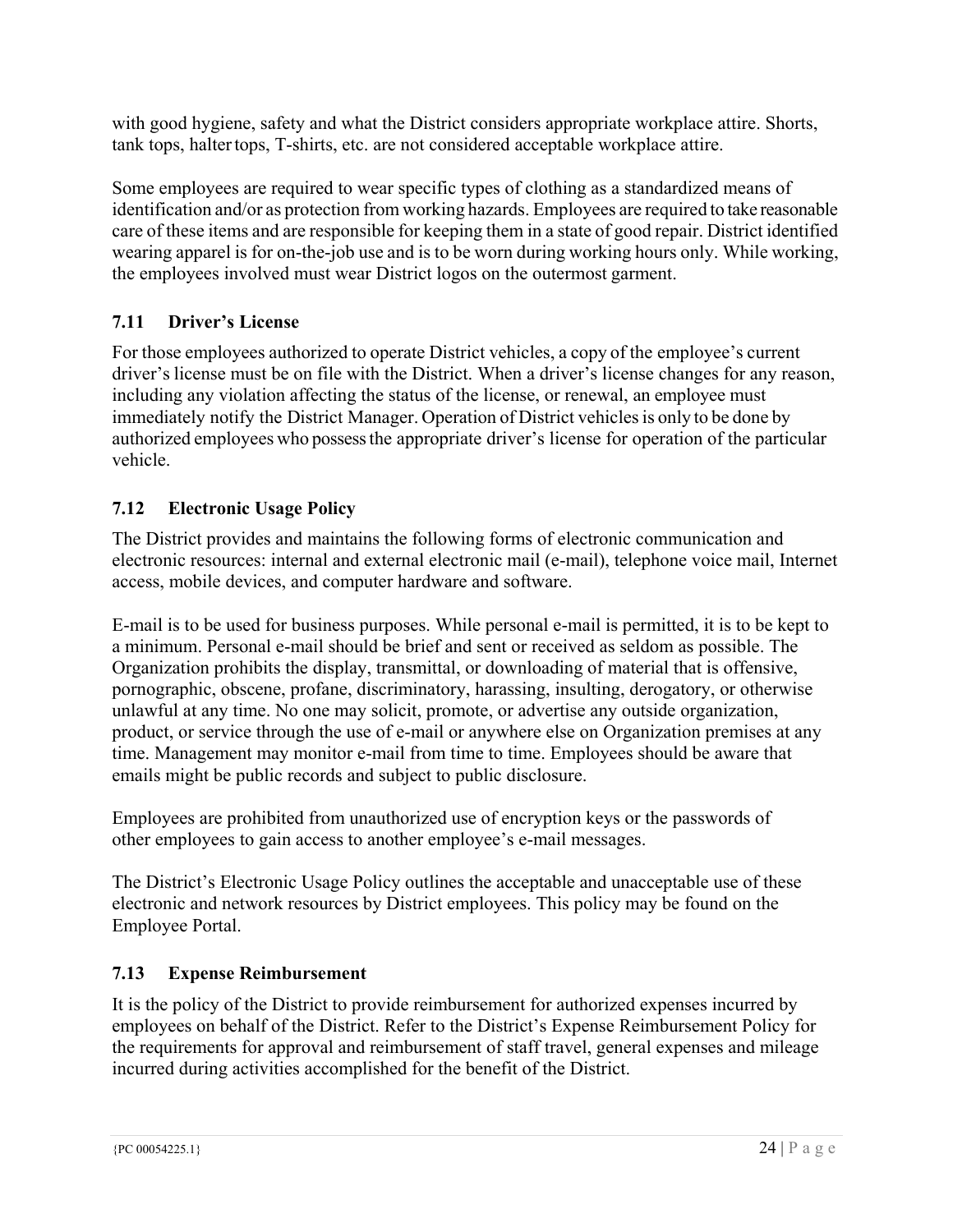with good hygiene, safety and what the District considers appropriate workplace attire. Shorts, tank tops, halter tops, T-shirts, etc. are not considered acceptable workplace attire.

Some employees are required to wear specific types of clothing as a standardized means of identification and/or as protection from working hazards. Employees are required to take reasonable care of these items and are responsible for keeping them in a state of good repair. District identified wearing apparel is for on-the-job use and is to be worn during working hours only. While working, the employees involved must wear District logos on the outermost garment.

### 7.11 Driver's License

For those employees authorized to operate District vehicles, a copy of the employee's current driver's license must be on file with the District. When a driver's license changes for any reason, including any violation affecting the status of the license, or renewal, an employee must immediately notify the District Manager. Operation of District vehicles is only to be done by authorized employees who possess the appropriate driver's license for operation of the particular vehicle.

### 7.12 Electronic Usage Policy

The District provides and maintains the following forms of electronic communication and electronic resources: internal and external electronic mail (e-mail), telephone voice mail, Internet access, mobile devices, and computer hardware and software.

E-mail is to be used for business purposes. While personal e-mail is permitted, it is to be kept to a minimum. Personal e-mail should be brief and sent or received as seldom as possible. The Organization prohibits the display, transmittal, or downloading of material that is offensive, pornographic, obscene, profane, discriminatory, harassing, insulting, derogatory, or otherwise unlawful at any time. No one may solicit, promote, or advertise any outside organization, product, or service through the use of e-mail or anywhere else on Organization premises at any time. Management may monitor e-mail from time to time. Employees should be aware that emails might be public records and subject to public disclosure.

Employees are prohibited from unauthorized use of encryption keys or the passwords of other employees to gain access to another employee's e-mail messages.

The District's Electronic Usage Policy outlines the acceptable and unacceptable use of these electronic and network resources by District employees. This policy may be found on the Employee Portal.

### 7.13 Expense Reimbursement

It is the policy of the District to provide reimbursement for authorized expenses incurred by employees on behalf of the District. Refer to the District's Expense Reimbursement Policy for the requirements for approval and reimbursement of staff travel, general expenses and mileage incurred during activities accomplished for the benefit of the District.

{PC 00054225.1}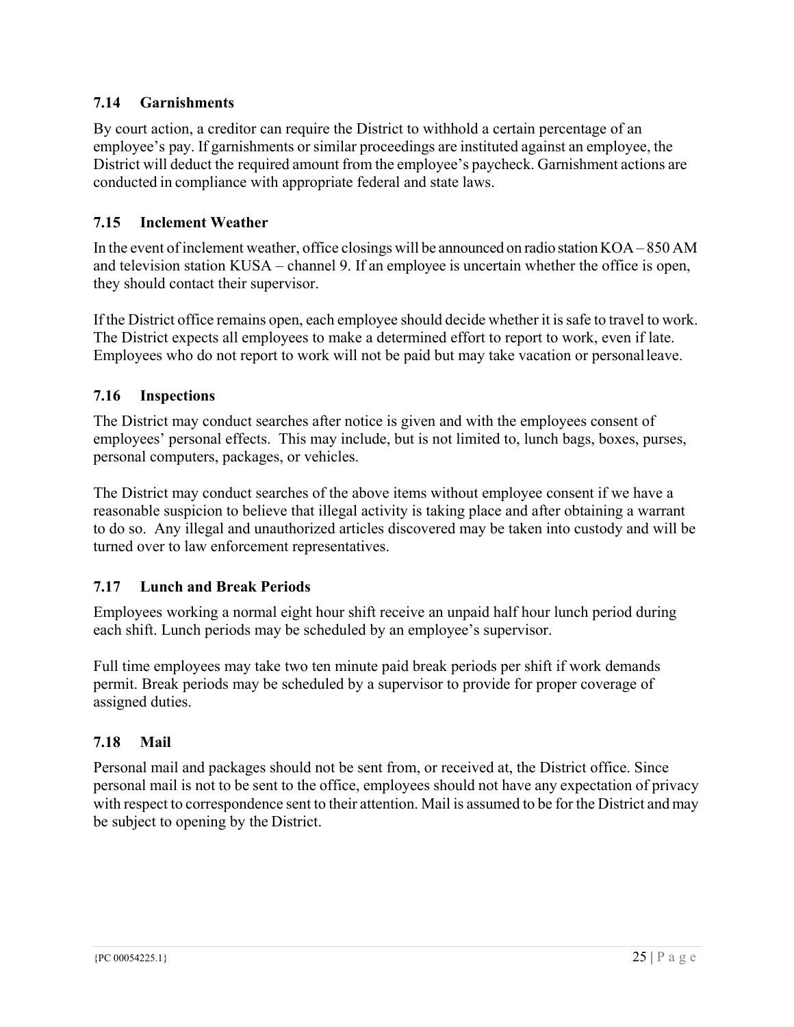### 7.14 Garnishments

By court action, a creditor can require the District to withhold a certain percentage of an employee's pay. If garnishments or similar proceedings are instituted against an employee, the District will deduct the required amount from the employee's paycheck. Garnishment actions are conducted in compliance with appropriate federal and state laws.

### 7.15 Inclement Weather

In the event of inclement weather, office closings will be announced on radio station KOA – 850 AM and television station KUSA – channel 9. If an employee is uncertain whether the office is open, they should contact their supervisor.

If the District office remains open, each employee should decide whether it is safe to travel to work. The District expects all employees to make a determined effort to report to work, even if late. Employees who do not report to work will not be paid but may take vacation or personal leave.

### 7.16 Inspections

The District may conduct searches after notice is given and with the employees consent of employees' personal effects. This may include, but is not limited to, lunch bags, boxes, purses, personal computers, packages, or vehicles.

The District may conduct searches of the above items without employee consent if we have a reasonable suspicion to believe that illegal activity is taking place and after obtaining a warrant to do so. Any illegal and unauthorized articles discovered may be taken into custody and will be turned over to law enforcement representatives.

### 7.17 Lunch and Break Periods

Employees working a normal eight hour shift receive an unpaid half hour lunch period during each shift. Lunch periods may be scheduled by an employee's supervisor.

Full time employees may take two ten minute paid break periods per shift if work demands permit. Break periods may be scheduled by a supervisor to provide for proper coverage of assigned duties.

### 7.18 Mail

Personal mail and packages should not be sent from, or received at, the District office. Since personal mail is not to be sent to the office, employees should not have any expectation of privacy with respect to correspondence sent to their attention. Mail is assumed to be for the District and may be subject to opening by the District.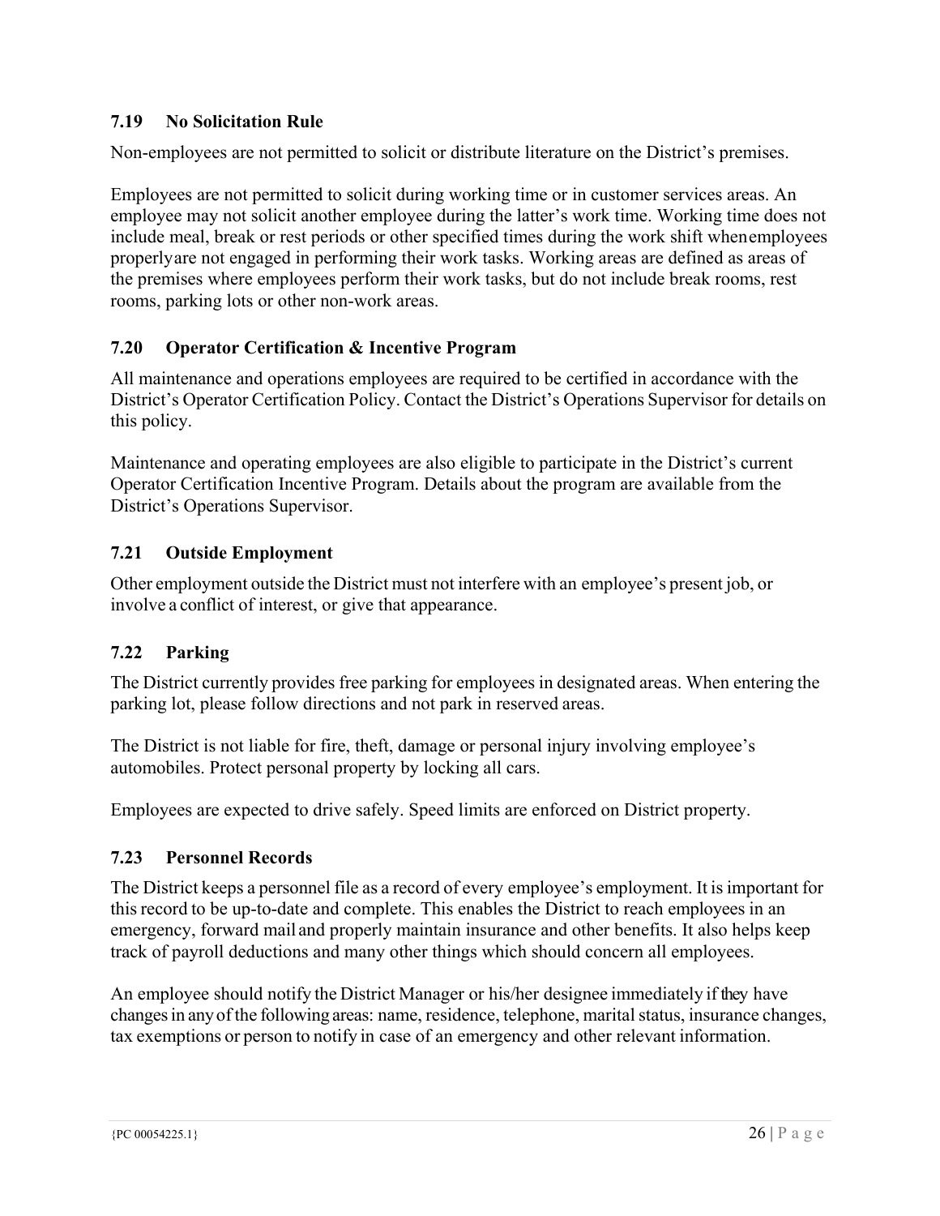### 7.19 No Solicitation Rule

Non-employees are not permitted to solicit or distribute literature on the District's premises.

Employees are not permitted to solicit during working time or in customer services areas. An employee may not solicit another employee during the latter's work time. Working time does not include meal, break or rest periods or other specified times during the work shift when employees properly are not engaged in performing their work tasks. Working areas are defined as areas of the premises where employees perform their work tasks, but do not include break rooms, rest rooms, parking lots or other non-work areas.

### 7.20 Operator Certification & Incentive Program

All maintenance and operations employees are required to be certified in accordance with the District's Operator Certification Policy. Contact the District's Operations Supervisor for details on this policy.

Maintenance and operating employees are also eligible to participate in the District's current Operator Certification Incentive Program. Details about the program are available from the District's Operations Supervisor.

### 7.21 Outside Employment

Other employment outside the District must not interfere with an employee's present job, or involve a conflict of interest, or give that appearance.

### 7.22 Parking

The District currently provides free parking for employees in designated areas. When entering the parking lot, please follow directions and not park in reserved areas.

The District is not liable for fire, theft, damage or personal injury involving employee's automobiles. Protect personal property by locking all cars.

Employees are expected to drive safely. Speed limits are enforced on District property.

### 7.23 Personnel Records

The District keeps a personnel file as a record of every employee's employment. It is important for this record to be up-to-date and complete. This enables the District to reach employees in an emergency, forward mail and properly maintain insurance and other benefits. It also helps keep track of payroll deductions and many other things which should concern all employees.

An employee should notify the District Manager or his/her designee immediately if they have changes in any of the following areas: name, residence, telephone, marital status, insurance changes, tax exemptions or person to notify in case of an emergency and other relevant information.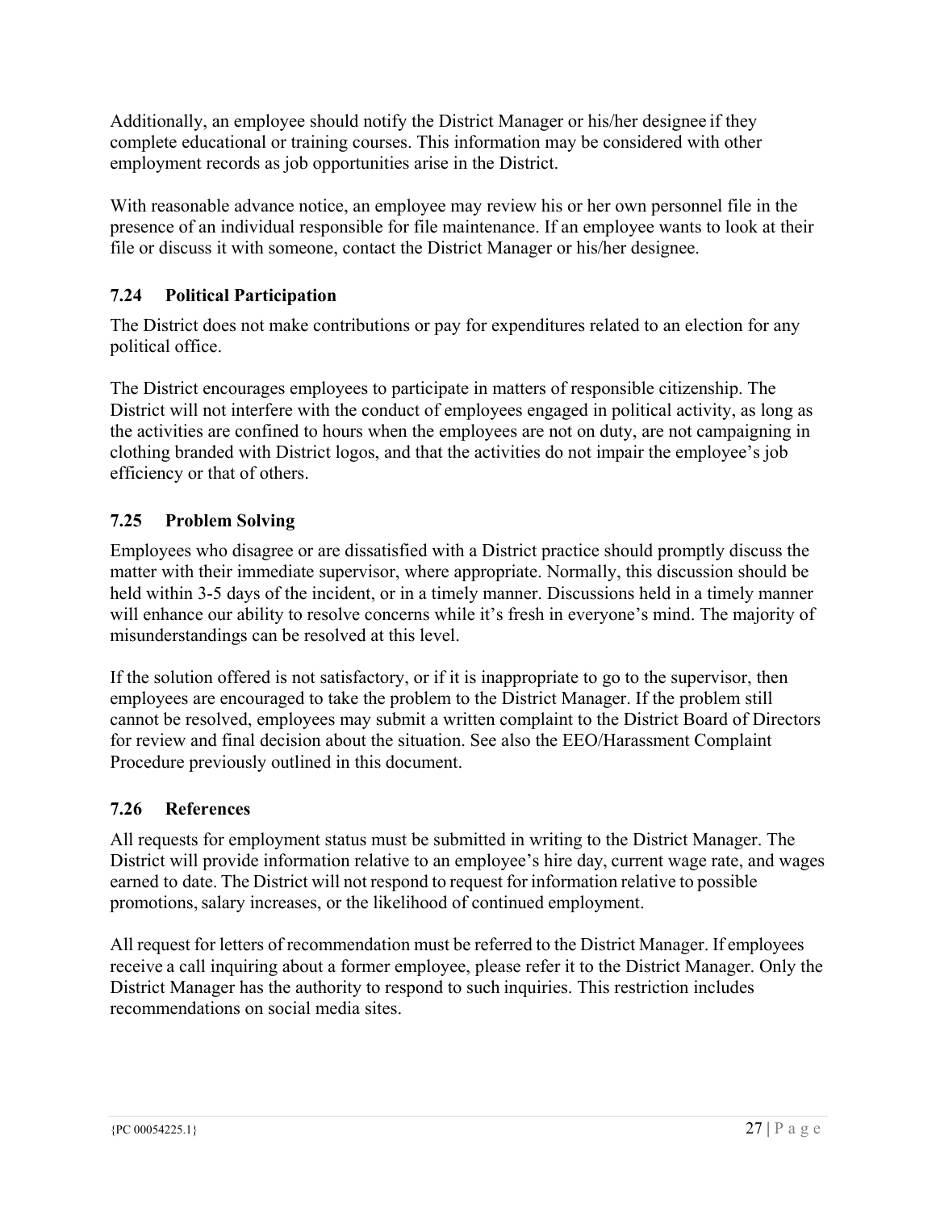Additionally, an employee should notify the District Manager or his/her designee if they complete educational or training courses. This information may be considered with other employment records as job opportunities arise in the District.

With reasonable advance notice, an employee may review his or her own personnel file in the presence of an individual responsible for file maintenance. If an employee wants to look at their file or discuss it with someone, contact the District Manager or his/her designee.

### 7.24 Political Participation

The District does not make contributions or pay for expenditures related to an election for any political office.

The District encourages employees to participate in matters of responsible citizenship. The District will not interfere with the conduct of employees engaged in political activity, as long as the activities are confined to hours when the employees are not on duty, are not campaigning in clothing branded with District logos, and that the activities do not impair the employee's job efficiency or that of others.

### 7.25 Problem Solving

Employees who disagree or are dissatisfied with a District practice should promptly discuss the matter with their immediate supervisor, where appropriate. Normally, this discussion should be held within 3-5 days of the incident, or in a timely manner. Discussions held in a timely manner will enhance our ability to resolve concerns while it's fresh in everyone's mind. The majority of misunderstandings can be resolved at this level.

If the solution offered is not satisfactory, or if it is inappropriate to go to the supervisor, then employees are encouraged to take the problem to the District Manager. If the problem still cannot be resolved, employees may submit a written complaint to the District Board of Directors for review and final decision about the situation. See also the EEO/Harassment Complaint Procedure previously outlined in this document.

### 7.26 References

All requests for employment status must be submitted in writing to the District Manager. The District will provide information relative to an employee's hire day, current wage rate, and wages earned to date. The District will not respond to request for information relative to possible promotions, salary increases, or the likelihood of continued employment.

All request for letters of recommendation must be referred to the District Manager. If employees receive a call inquiring about a former employee, please refer it to the District Manager. Only the District Manager has the authority to respond to such inquiries. This restriction includes recommendations on social media sites.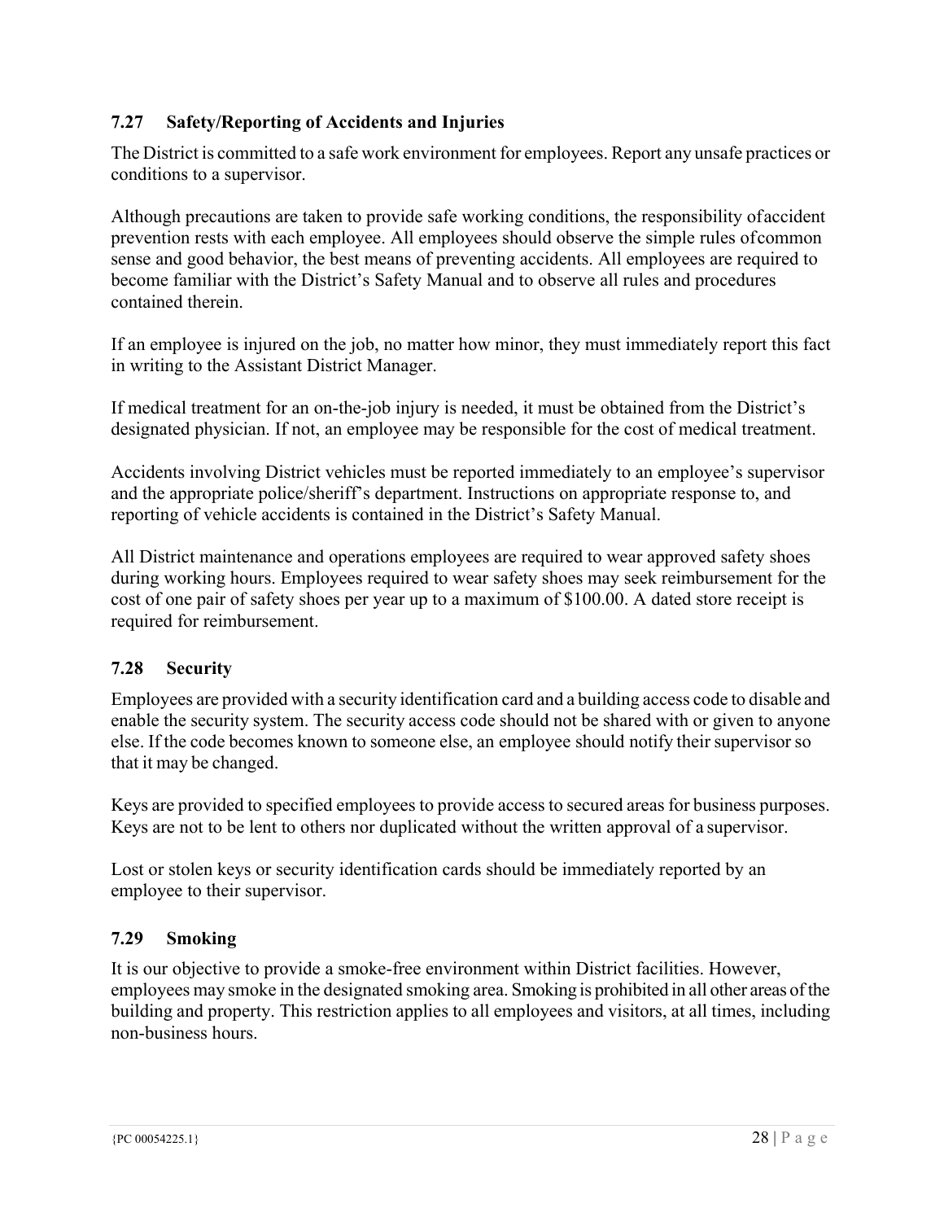### 7.27 Safety/Reporting of Accidents and Injuries

The District is committed to a safe work environment for employees. Report any unsafe practices or conditions to a supervisor.

Although precautions are taken to provide safe working conditions, the responsibility of accident prevention rests with each employee. All employees should observe the simple rules of common sense and good behavior, the best means of preventing accidents. All employees are required to become familiar with the District's Safety Manual and to observe all rules and procedures contained therein.

If an employee is injured on the job, no matter how minor, they must immediately report this fact in writing to the Assistant District Manager.

If medical treatment for an on-the-job injury is needed, it must be obtained from the District's designated physician. If not, an employee may be responsible for the cost of medical treatment.

Accidents involving District vehicles must be reported immediately to an employee's supervisor and the appropriate police/sheriff's department. Instructions on appropriate response to, and reporting of vehicle accidents is contained in the District's Safety Manual.

All District maintenance and operations employees are required to wear approved safety shoes during working hours. Employees required to wear safety shoes may seek reimbursement for the cost of one pair of safety shoes per year up to a maximum of $100.00. A dated store receipt is required for reimbursement.

### 7.28 Security

Employees are provided with a security identification card and a building access code to disable and enable the security system. The security access code should not be shared with or given to anyone else. If the code becomes known to someone else, an employee should notify their supervisor so that it may be changed.

Keys are provided to specified employees to provide access to secured areas for business purposes. Keys are not to be lent to others nor duplicated without the written approval of a supervisor.

Lost or stolen keys or security identification cards should be immediately reported by an employee to their supervisor.

### 7.29 Smoking

It is our objective to provide a smoke-free environment within District facilities. However, employees may smoke in the designated smoking area. Smoking is prohibited in all other areas of the building and property. This restriction applies to all employees and visitors, at all times, including non-business hours.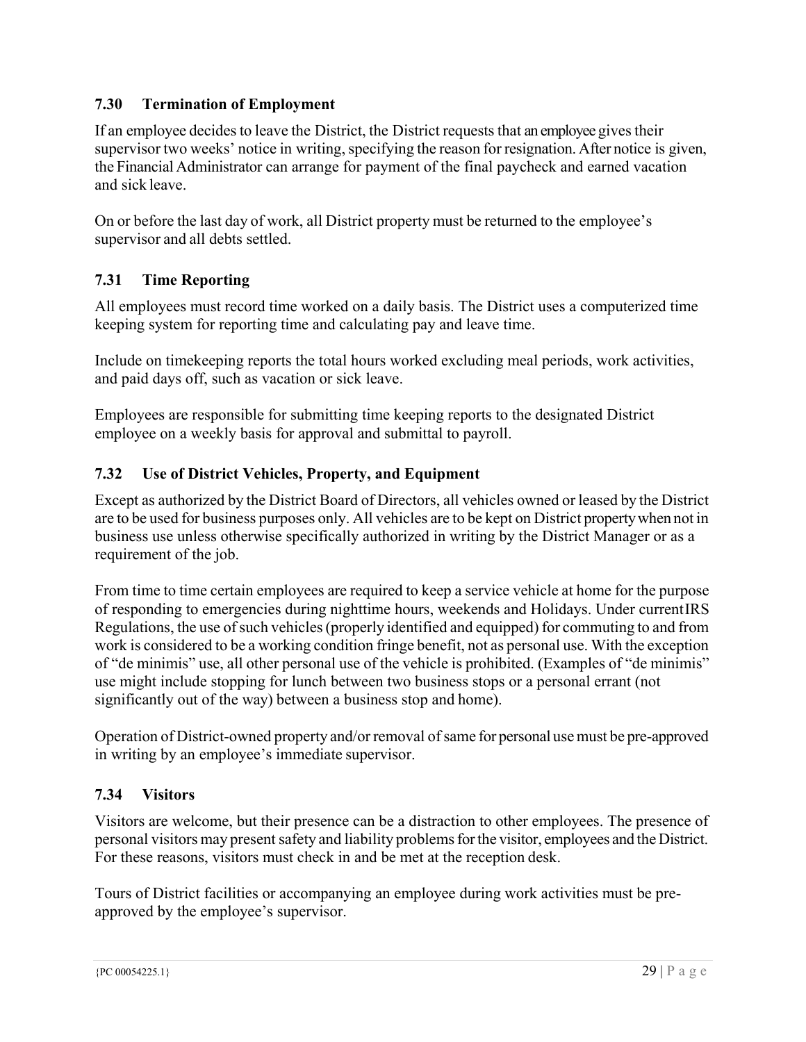### 7.30 Termination of Employment

If an employee decides to leave the District, the District requests that an employee gives their supervisor two weeks' notice in writing, specifying the reason for resignation. After notice is given, the Financial Administrator can arrange for payment of the final paycheck and earned vacation and sick leave.

On or before the last day of work, all District property must be returned to the employee's supervisor and all debts settled.

### 7.31 Time Reporting

All employees must record time worked on a daily basis. The District uses a computerized time keeping system for reporting time and calculating pay and leave time.

Include on timekeeping reports the total hours worked excluding meal periods, work activities, and paid days off, such as vacation or sick leave.

Employees are responsible for submitting time keeping reports to the designated District employee on a weekly basis for approval and submittal to payroll.

### 7.32 Use of District Vehicles, Property, and Equipment

Except as authorized by the District Board of Directors, all vehicles owned or leased by the District are to be used for business purposes only. All vehicles are to be kept on District property when not in business use unless otherwise specifically authorized in writing by the District Manager or as a requirement of the job.

From time to time certain employees are required to keep a service vehicle at home for the purpose of responding to emergencies during nighttime hours, weekends and Holidays. Under current IRS Regulations, the use of such vehicles (properly identified and equipped) for commuting to and from work is considered to be a working condition fringe benefit, not as personal use. With the exception of "de minimis" use, all other personal use of the vehicle is prohibited. (Examples of "de minimis" use might include stopping for lunch between two business stops or a personal errant (not significantly out of the way) between a business stop and home).

Operation of District-owned property and/or removal of same for personal use must be pre-approved in writing by an employee's immediate supervisor.

### 7.34 Visitors

Visitors are welcome, but their presence can be a distraction to other employees. The presence of personal visitors may present safety and liability problems for the visitor, employees and the District. For these reasons, visitors must check in and be met at the reception desk.

Tours of District facilities or accompanying an employee during work activities must be pre-approved by the employee's supervisor.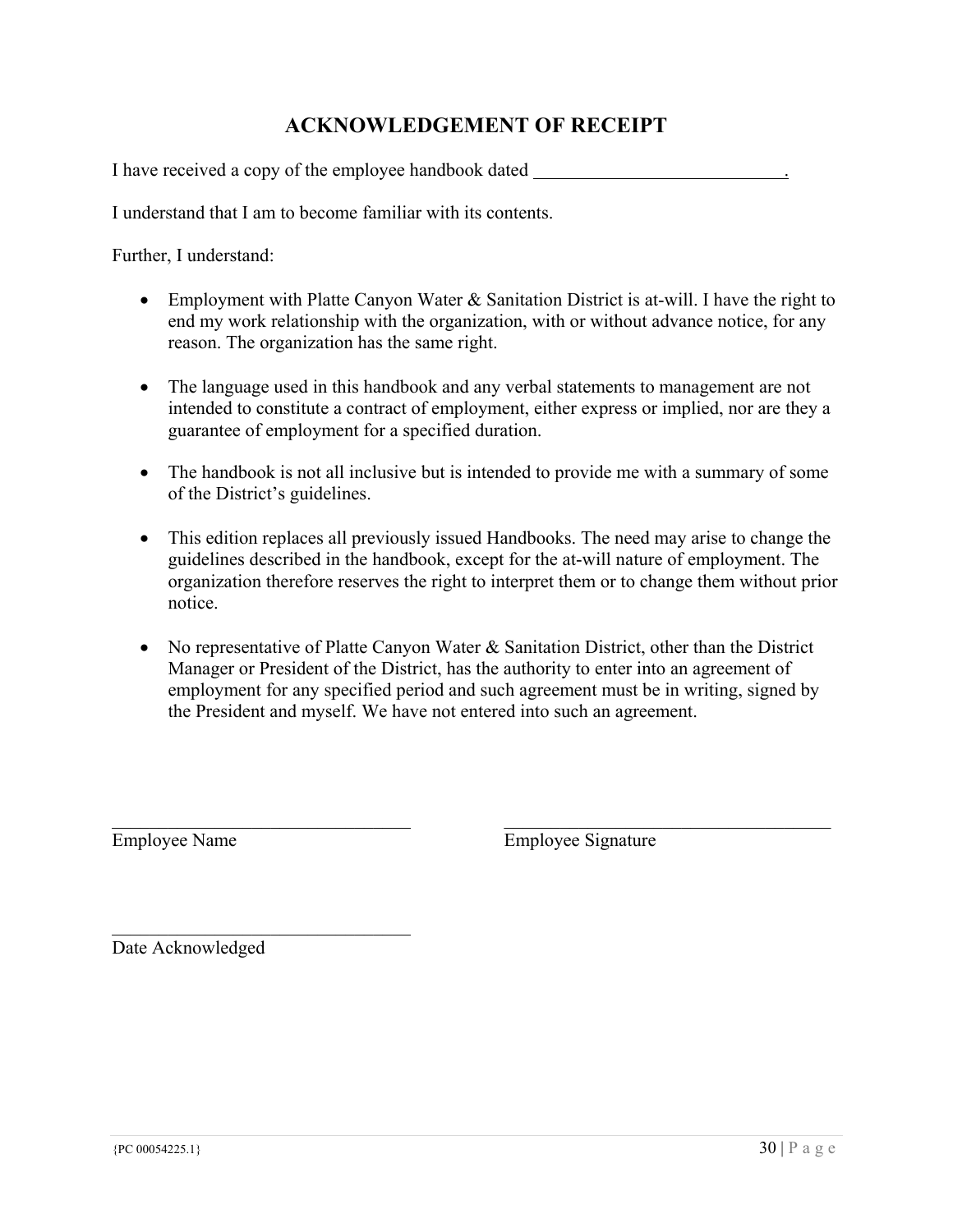## ACKNOWLEDGEMENT OF RECEIPT

I have received a copy of the employee handbook dated ____________________________.

I understand that I am to become familiar with its contents.

Further, I understand:

- Employment with Platte Canyon Water & Sanitation District is at-will. I have the right to end my work relationship with the organization, with or without advance notice, for any reason. The organization has the same right.

- The language used in this handbook and any verbal statements to management are not intended to constitute a contract of employment, either express or implied, nor are they a guarantee of employment for a specified duration.

- The handbook is not all inclusive but is intended to provide me with a summary of some of the District's guidelines.

- This edition replaces all previously issued Handbooks. The need may arise to change the guidelines described in the handbook, except for the at-will nature of employment. The organization therefore reserves the right to interpret them or to change them without prior notice.

- No representative of Platte Canyon Water & Sanitation District, other than the District Manager or President of the District, has the authority to enter into an agreement of employment for any specified period and such agreement must be in writing, signed by the President and myself. We have not entered into such an agreement.

_________________________________ &nbsp;&nbsp;&nbsp;&nbsp; ____________________________________
Employee Name &nbsp;&nbsp;&nbsp;&nbsp;&nbsp;&nbsp;&nbsp;&nbsp;&nbsp;&nbsp;&nbsp;&nbsp;&nbsp;&nbsp;&nbsp;&nbsp;&nbsp;&nbsp;&nbsp;&nbsp;&nbsp;&nbsp;&nbsp;&nbsp;&nbsp;&nbsp; Employee Signature

_________________________________
Date Acknowledged

{PC 00054225.1}